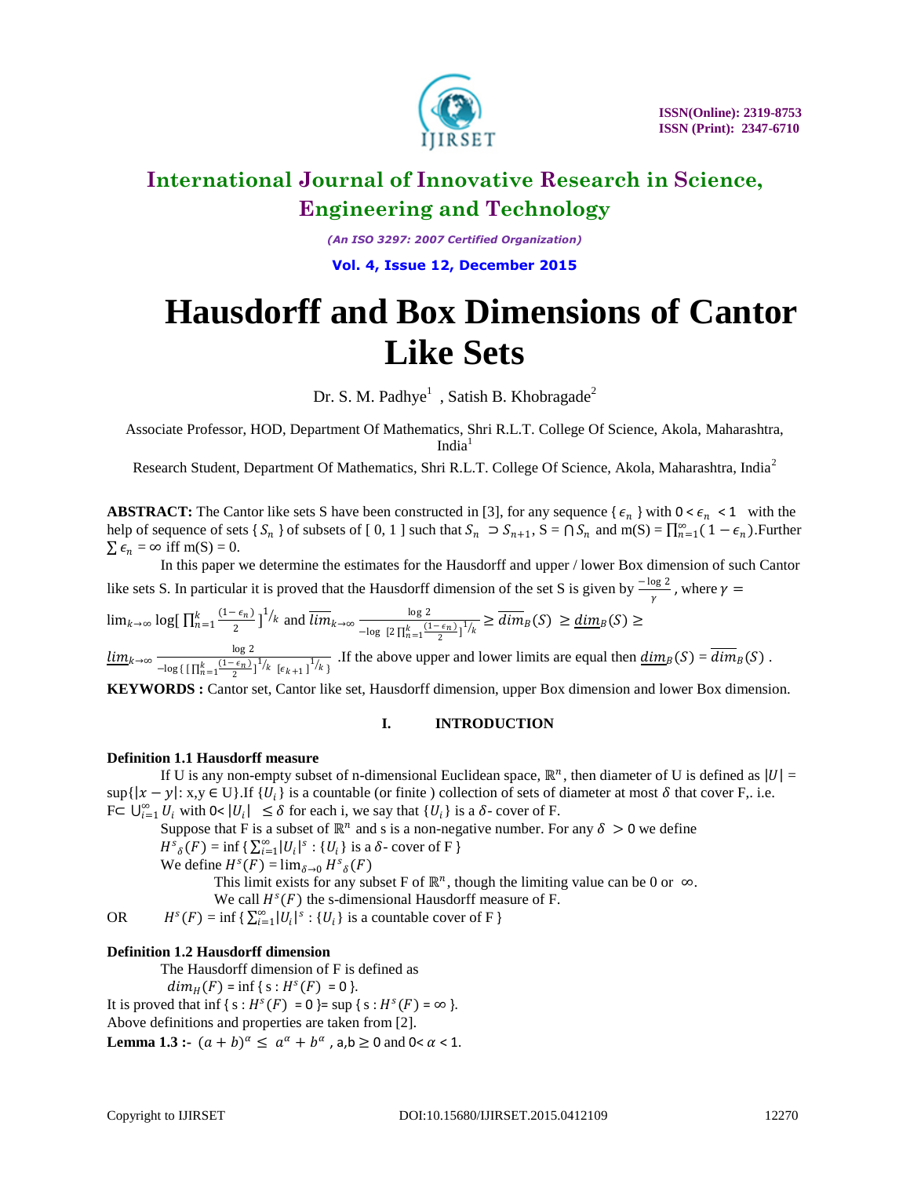# International Journal of Innovative Research in Science, Engineering and Technology

*(An ISO 3297: 2007 Certified Organization)*

**Vol. 4, Issue 12, December 2015**

# Hausdorff and Box Dimensions of Cantor Like Sets

Dr. S. M. Padhye[1] , Satish B. Khobragade[2]

Associate Professor, HOD, Department Of Mathematics, Shri R.L.T. College Of Science, Akola, Maharashtra, India[1]

Research Student, Department Of Mathematics, Shri R.L.T. College Of Science, Akola, Maharashtra, India[2]

**ABSTRACT:** The Cantor like sets S have been constructed in [3], for any sequence $\{ \epsilon_n \}$ with $0 < \epsilon_n < 1$ with the help of sequence of sets $\{ S_n \}$ of subsets of [ 0, 1 ] such that $S_n \supset S_{n+1}$, S = $\bigcap S_n$ and m(S) = $\prod_{n=1}^{\infty}( 1 - \epsilon_n)$.Further $\sum \epsilon_n = \infty$ iff m(S) = 0.

In this paper we determine the estimates for the Hausdorff and upper / lower Box dimension of such Cantor like sets S. In particular it is proved that the Hausdorff dimension of the set S is given by $\frac{-\log 2}{\gamma}$, where $\gamma = \lim_{k\to\infty} \log[\prod_{n=1}^{k} \frac{(1-\epsilon_n)}{2}]^{1/k}$ and $\overline{lim}_{k\to\infty} \frac{\log 2}{-\log\ [2\prod_{n=1}^{k} \frac{(1-\epsilon_n)}{2}]^{1/k}} \geq \overline{dim}_B(S) \geq \underline{dim}_B(S) \geq \underline{lim}_{k\to\infty} \frac{\log 2}{-\log\{ [\prod_{n=1}^{k} \frac{(1-\epsilon_n)}{2}]^{1/k}\ [\epsilon_{k+1}]^{1/k}\}}$ .If the above upper and lower limits are equal then $\underline{dim}_B(S) = \overline{dim}_B(S)$ .

**KEYWORDS :** Cantor set, Cantor like set, Hausdorff dimension, upper Box dimension and lower Box dimension.

## I. INTRODUCTION

**Definition 1.1 Hausdorff measure**

If U is any non-empty subset of n-dimensional Euclidean space, $\mathbb{R}^n$, then diameter of U is defined as $|U|$ = sup$\{|x-y|$: x,y $\in$ U$\}$.If $\{U_i\}$ is a countable (or finite ) collection of sets of diameter at most $\delta$ that cover F,. i.e. F$\subset \bigcup_{i=1}^{\infty} U_i$ with $0<|U_i| \leq \delta$ for each i, we say that $\{U_i\}$ is a $\delta$- cover of F.

Suppose that F is a subset of $\mathbb{R}^n$ and s is a non-negative number. For any $\delta > 0$ we define

$H^s{}_\delta(F)$ = inf $\{ \sum_{i=1}^{\infty} |U_i|^s$ : $\{U_i\}$ is a $\delta$- cover of F $\}$

We define $H^s(F) = \lim_{\delta\to 0} H^s{}_\delta(F)$

This limit exists for any subset F of $\mathbb{R}^n$, though the limiting value can be 0 or $\infty$.

We call $H^s(F)$ the s-dimensional Hausdorff measure of F.

OR $\quad H^s(F)$ = inf $\{ \sum_{i=1}^{\infty} |U_i|^s$ : $\{U_i\}$ is a countable cover of F $\}$

**Definition 1.2 Hausdorff dimension**

The Hausdorff dimension of F is defined as

$dim_H(F)$ = inf $\{$ s : $H^s(F) = 0$ $\}$.

It is proved that inf $\{$ s : $H^s(F) = 0$ $\}$= sup $\{$ s : $H^s(F) = \infty$ $\}$.

Above definitions and properties are taken from [2].

**Lemma 1.3 :-** $(a+b)^\alpha \leq a^\alpha + b^\alpha$ , a,b $\geq$ 0 and $0 < \alpha < 1$.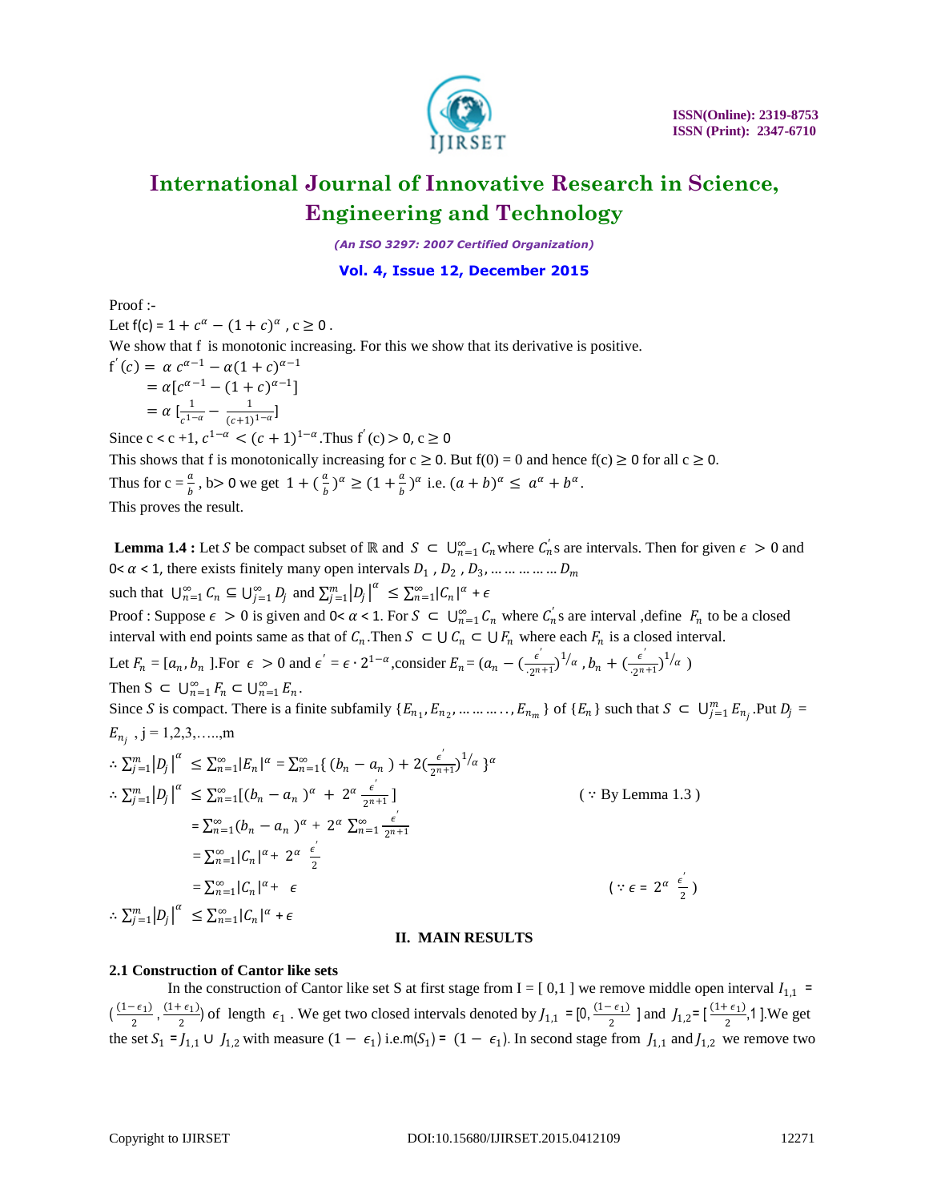Proof :-

Let f(c) = $1 + c^{\alpha} - (1+c)^{\alpha}$ , c ≥ 0 .

We show that f is monotonic increasing. For this we show that its derivative is positive.

$$f'(c) = \alpha\, c^{\alpha-1} - \alpha(1+c)^{\alpha-1}$$
$$= \alpha[c^{\alpha-1} - (1+c)^{\alpha-1}]$$
$$= \alpha\, [\tfrac{1}{c^{1-\alpha}} - \tfrac{1}{(c+1)^{1-\alpha}}]$$

Since c < c +1, $c^{1-\alpha} < (c+1)^{1-\alpha}$.Thus $f'(c) > 0$, c ≥ 0

This shows that f is monotonically increasing for c ≥ 0. But f(0) = 0 and hence f(c) ≥ 0 for all c ≥ 0.

Thus for c = $\frac{a}{b}$ , b> 0 we get $1 + (\frac{a}{b})^{\alpha} \geq (1 + \frac{a}{b})^{\alpha}$ i.e. $(a+b)^{\alpha} \leq a^{\alpha} + b^{\alpha}$.

This proves the result.

**Lemma 1.4 :** Let $S$ be compact subset of $\mathbb{R}$ and $S \subset \bigcup_{n=1}^{\infty} C_n$ where $C_n'$s are intervals. Then for given $\epsilon > 0$ and 0< $\alpha$ < 1, there exists finitely many open intervals $D_1 , D_2 , D_3, \ldots \ldots \ldots D_m$ such that $\bigcup_{n=1}^{\infty} C_n \subseteq \bigcup_{j=1}^{\infty} D_j$ and $\sum_{j=1}^{m} |D_j|^{\alpha} \leq \sum_{n=1}^{\infty} |C_n|^{\alpha} + \epsilon$

Proof : Suppose $\epsilon > 0$ is given and 0< $\alpha$ < 1. For $S \subset \bigcup_{n=1}^{\infty} C_n$ where $C_n'$s are interval ,define $F_n$ to be a closed interval with end points same as that of $C_n$.Then $S \subset \bigcup C_n \subset \bigcup F_n$ where each $F_n$ is a closed interval.

Let $F_n = [a_n, b_n]$.For $\epsilon > 0$ and $\epsilon' = \epsilon \cdot 2^{1-\alpha}$,consider $E_n = (a_n - (\frac{\epsilon'}{\cdot 2^{n+1}})^{1/\alpha} , b_n + (\frac{\epsilon'}{\cdot 2^{n+1}})^{1/\alpha} )$

Then S $\subset \bigcup_{n=1}^{\infty} F_n \subset \bigcup_{n=1}^{\infty} E_n$.

Since $S$ is compact. There is a finite subfamily $\{E_{n_1}, E_{n_2}, \ldots \ldots \ldots, E_{n_m}\}$ of $\{E_n\}$ such that $S \subset \bigcup_{j=1}^{m} E_{n_j}$.Put $D_j = E_{n_j}$ , j = 1,2,3,…..,m

$$\therefore \sum_{j=1}^{m} |D_j|^{\alpha} \leq \sum_{n=1}^{\infty} |E_n|^{\alpha} = \sum_{n=1}^{\infty} \{ (b_n - a_n) + 2(\tfrac{\epsilon'}{2^{n+1}})^{1/\alpha} \}^{\alpha}$$

$$\therefore \sum_{j=1}^{m} |D_j|^{\alpha} \leq \sum_{n=1}^{\infty} [(b_n - a_n)^{\alpha} + 2^{\alpha} \tfrac{\epsilon'}{2^{n+1}}] \qquad (\because \text{By Lemma 1.3})$$
$$= \sum_{n=1}^{\infty} (b_n - a_n)^{\alpha} + 2^{\alpha} \sum_{n=1}^{\infty} \tfrac{\epsilon'}{2^{n+1}}$$
$$= \sum_{n=1}^{\infty} |C_n|^{\alpha} + 2^{\alpha} \tfrac{\epsilon'}{2}$$
$$= \sum_{n=1}^{\infty} |C_n|^{\alpha} + \epsilon \qquad (\because \epsilon = 2^{\alpha} \tfrac{\epsilon'}{2})$$

$$\therefore \sum_{j=1}^{m} |D_j|^{\alpha} \leq \sum_{n=1}^{\infty} |C_n|^{\alpha} + \epsilon$$

## II. MAIN RESULTS

### 2.1 Construction of Cantor like sets

In the construction of Cantor like set S at first stage from I = [ 0,1 ] we remove middle open interval $I_{1,1} = (\frac{(1-\epsilon_1)}{2}, \frac{(1+\epsilon_1)}{2})$ of length $\epsilon_1$ . We get two closed intervals denoted by $J_{1,1} = [0, \frac{(1-\epsilon_1)}{2}]$ and $J_{1,2} = [\frac{(1+\epsilon_1)}{2}, 1]$.We get the set $S_1 = J_{1,1} \cup J_{1,2}$ with measure $(1 - \epsilon_1)$ i.e.$m(S_1) = (1 - \epsilon_1)$. In second stage from $J_{1,1}$ and $J_{1,2}$ we remove two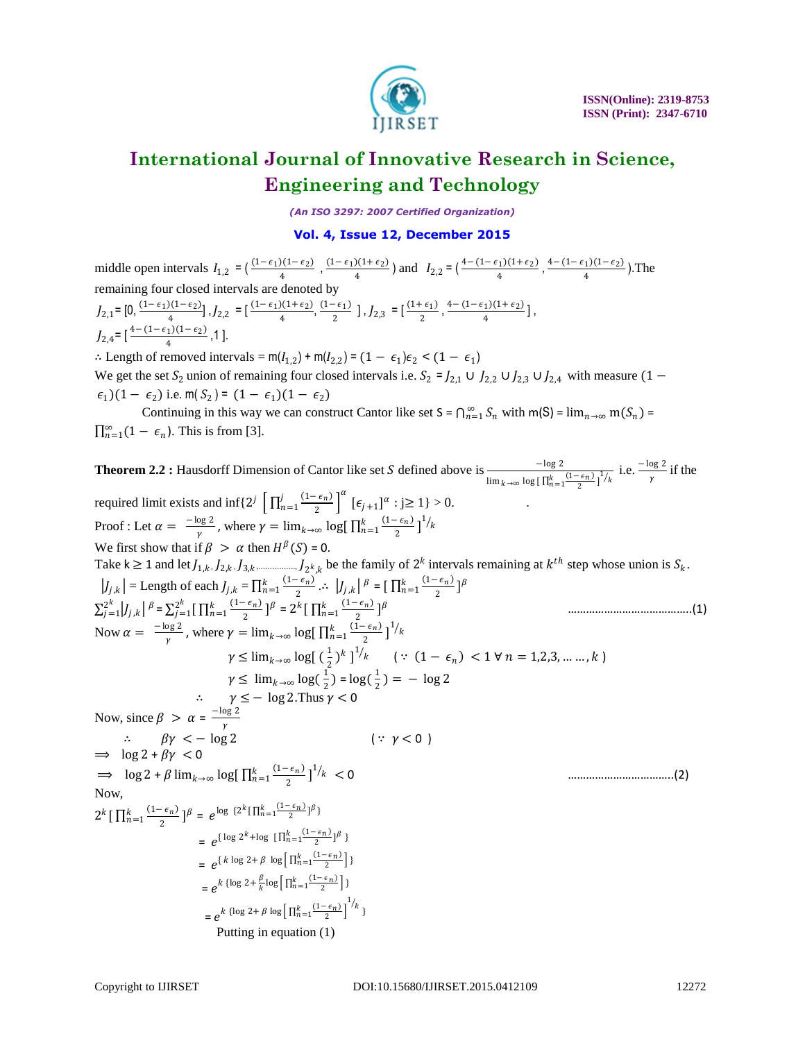middle open intervals $I_{1,2} = \left(\frac{(1-\epsilon_1)(1-\epsilon_2)}{4}, \frac{(1-\epsilon_1)(1+\epsilon_2)}{4}\right)$ and $I_{2,2} = \left(\frac{4-(1-\epsilon_1)(1+\epsilon_2)}{4}, \frac{4-(1-\epsilon_1)(1-\epsilon_2)}{4}\right)$.The remaining four closed intervals are denoted by

$J_{2,1} = \left[0, \frac{(1-\epsilon_1)(1-\epsilon_2)}{4}\right]$, $J_{2,2} = \left[\frac{(1-\epsilon_1)(1+\epsilon_2)}{4}, \frac{(1-\epsilon_1)}{2}\right]$, $J_{2,3} = \left[\frac{(1+\epsilon_1)}{2}, \frac{4-(1-\epsilon_1)(1+\epsilon_2)}{4}\right]$,

$J_{2,4} = \left[\frac{4-(1-\epsilon_1)(1-\epsilon_2)}{4}, 1\right]$.

$\therefore$ Length of removed intervals = $m(I_{1,2}) + m(I_{2,2}) = (1-\epsilon_1)\epsilon_2 < (1-\epsilon_1)$

We get the set $S_2$ union of remaining four closed intervals i.e. $S_2 = J_{2,1} \cup J_{2,2} \cup J_{2,3} \cup J_{2,4}$ with measure $(1-\epsilon_1)(1-\epsilon_2)$ i.e. $m(S_2) = (1-\epsilon_1)(1-\epsilon_2)$

Continuing in this way we can construct Cantor like set $S = \bigcap_{n=1}^{\infty} S_n$ with $m(S) = \lim_{n\to\infty} m(S_n) = \prod_{n=1}^{\infty}(1-\epsilon_n)$. This is from [3].

**Theorem 2.2 :** Hausdorff Dimension of Cantor like set $S$ defined above is $\frac{-\log 2}{\lim_{k\to\infty} \log\left[\prod_{n=1}^{k}\frac{(1-\epsilon_n)}{2}\right]^{1/k}}$ i.e. $\frac{-\log 2}{\gamma}$ if the required limit exists and $\inf\{2^j \left[\prod_{n=1}^{j}\frac{(1-\epsilon_n)}{2}\right]^{\alpha} [\epsilon_{j+1}]^{\alpha} : j \geq 1\} > 0$.

Proof : Let $\alpha = \frac{-\log 2}{\gamma}$, where $\gamma = \lim_{k\to\infty} \log\left[\prod_{n=1}^{k}\frac{(1-\epsilon_n)}{2}\right]^{1/k}$

We first show that if $\beta > \alpha$ then $H^{\beta}(S) = 0$.

Take $k \geq 1$ and let $J_{1,k}, J_{2,k}, J_{3,k}, \ldots\ldots, J_{2^k,k}$ be the family of $2^k$ intervals remaining at $k^{th}$ step whose union is $S_k$.

$|J_{j,k}|$ = Length of each $J_{j,k} = \prod_{n=1}^{k}\frac{(1-\epsilon_n)}{2}$ $\therefore$ $|J_{j,k}|^{\beta} = \left[\prod_{n=1}^{k}\frac{(1-\epsilon_n)}{2}\right]^{\beta}$

$$\sum_{j=1}^{2^k}|J_{j,k}|^{\beta} = \sum_{j=1}^{2^k}\left[\prod_{n=1}^{k}\frac{(1-\epsilon_n)}{2}\right]^{\beta} = 2^k\left[\prod_{n=1}^{k}\frac{(1-\epsilon_n)}{2}\right]^{\beta} \quad \ldots\ldots\ldots\ldots(1)$$

Now $\alpha = \frac{-\log 2}{\gamma}$, where $\gamma = \lim_{k\to\infty} \log\left[\prod_{n=1}^{k}\frac{(1-\epsilon_n)}{2}\right]^{1/k}$

$$\gamma \leq \lim_{k\to\infty} \log\left[\left(\frac{1}{2}\right)^k\right]^{1/k} \qquad (\because (1-\epsilon_n) < 1 \ \forall\, n = 1,2,3,\ldots\ldots,k)$$

$$\gamma \leq \lim_{k\to\infty} \log\left(\frac{1}{2}\right) = \log\left(\frac{1}{2}\right) = -\log 2$$

$\therefore \quad \gamma \leq -\log 2$. Thus $\gamma < 0$

Now, since $\beta > \alpha = \frac{-\log 2}{\gamma}$

$\therefore \quad \beta\gamma < -\log 2 \qquad\qquad (\because \gamma < 0)$

$\Rightarrow \quad \log 2 + \beta\gamma < 0$

$$\Rightarrow \quad \log 2 + \beta \lim_{k\to\infty} \log\left[\prod_{n=1}^{k}\frac{(1-\epsilon_n)}{2}\right]^{1/k} < 0 \quad \ldots\ldots\ldots\ldots(2)$$

Now,

$$2^k\left[\prod_{n=1}^{k}\frac{(1-\epsilon_n)}{2}\right]^{\beta} = e^{\log\{2^k[\prod_{n=1}^{k}\frac{(1-\epsilon_n)}{2}]^{\beta}\}}$$

$$= e^{\{\log 2^k + \log[\prod_{n=1}^{k}\frac{(1-\epsilon_n)}{2}]^{\beta}\}}$$

$$= e^{\{k\log 2 + \beta\log[\prod_{n=1}^{k}\frac{(1-\epsilon_n)}{2}]\}}$$

$$= e^{k\{\log 2 + \frac{\beta}{k}\log[\prod_{n=1}^{k}\frac{(1-\epsilon_n)}{2}]\}}$$

$$= e^{k\{\log 2 + \beta\log[\prod_{n=1}^{k}\frac{(1-\epsilon_n)}{2}]^{1/k}\}}$$

Putting in equation (1)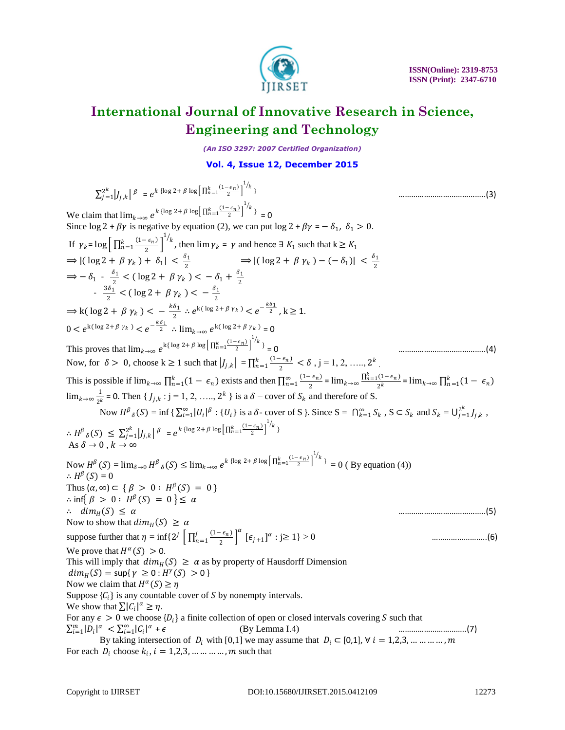$$\sum_{j=1}^{2^k} |J_{j,k}|^{\beta} = e^{k\{\log 2+\beta \log\left[\prod_{n=1}^{k}\frac{(1-\epsilon_n)}{2}\right]^{1/k}\}} \quad \text{.........................................(3)}$$

We claim that $\lim_{k\to\infty} e^{k\{\log 2+\beta \log\left[\prod_{n=1}^{k}\frac{(1-\epsilon_n)}{2}\right]^{1/k}\}} = 0$

Since $\log 2 + \beta\gamma$ is negative by equation (2), we can put $\log 2 + \beta\gamma = -\delta_1,\ \delta_1 > 0$.

If $\gamma_k = \log\left[\prod_{n=1}^{k}\frac{(1-\epsilon_n)}{2}\right]^{1/k}$, then $\lim \gamma_k = \gamma$ and hence $\exists\ K_1$ such that $k \geq K_1$

$\Rightarrow |(\log 2 + \beta\gamma_k) + \delta_1| < \frac{\delta_1}{2} \qquad \Rightarrow |(\log 2 + \beta\gamma_k) - (-\delta_1)| < \frac{\delta_1}{2}$

$\Rightarrow -\delta_1 - \frac{\delta_1}{2} < (\log 2 + \beta\gamma_k) < -\delta_1 + \frac{\delta_1}{2}$

$-\frac{3\delta_1}{2} < (\log 2 + \beta\gamma_k) < -\frac{\delta_1}{2}$

$\Rightarrow k(\log 2 + \beta\gamma_k) < -\frac{k\delta_1}{2} \ \therefore e^{k(\log 2+\beta\gamma_k)} < e^{-\frac{k\delta_1}{2}}$, $k \geq 1$.

$0 < e^{k(\log 2+\beta\gamma_k)} < e^{-\frac{k\delta_1}{2}} \ \therefore \lim_{k\to\infty} e^{k(\log 2+\beta\gamma_k)} = 0$

This proves that $\lim_{k\to\infty} e^{k\{\log 2+\beta \log\left[\prod_{n=1}^{k}\frac{(1-\epsilon_n)}{2}\right]^{1/k}\}} = 0$ .........................................(4)

Now, for $\delta > 0$, choose $k \geq 1$ such that $|J_{j,k}| = \prod_{n=1}^{k}\frac{(1-\epsilon_n)}{2} < \delta$, j = 1, 2, ….., $2^k$.

This is possible if $\lim_{k\to\infty}\prod_{n=1}^{k}(1-\epsilon_n)$ exists and then $\prod_{n=1}^{\infty}\frac{(1-\epsilon_n)}{2} = \lim_{k\to\infty}\frac{\prod_{n=1}^{k}(1-\epsilon_n)}{2^k} = \lim_{k\to\infty}\prod_{n=1}^{k}(1-\epsilon_n)$ $\lim_{k\to\infty}\frac{1}{2^k} = 0$. Then $\{J_{j,k} : j = 1, 2, \ldots, 2^k\}$ is a $\delta$ – cover of $S_k$ and therefore of S.

Now $H^{\beta}{}_{\delta}(S) = \inf\{\sum_{i=1}^{\infty}|U_i|^{\beta} : \{U_i\}$ is a $\delta$- cover of S $\}$. Since $S = \bigcap_{k=1}^{\infty} S_k$, $S \subset S_k$ and $S_k = \bigcup_{j=1}^{2^k} J_{j,k}$,

$\therefore H^{\beta}{}_{\delta}(S) \leq \sum_{j=1}^{2^k}|J_{j,k}|^{\beta} = e^{k\{\log 2+\beta \log\left[\prod_{n=1}^{k}\frac{(1-\epsilon_n)}{2}\right]^{1/k}\}}$

As $\delta \to 0$, $k \to \infty$

Now $H^{\beta}(S) = \lim_{\delta\to 0} H^{\beta}{}_{\delta}(S) \leq \lim_{k\to\infty} e^{k\{\log 2+\beta \log\left[\prod_{n=1}^{k}\frac{(1-\epsilon_n)}{2}\right]^{1/k}\}} = 0$ ( By equation (4))

$\therefore H^{\beta}(S) = 0$

Thus $(\alpha, \infty) \subset \{\beta > 0 : H^{\beta}(S) = 0\}$

$\therefore \inf\{\beta > 0 : H^{\beta}(S) = 0\} \leq \alpha$

$\therefore \ dim_H(S) \leq \alpha$ .........................................(5)

Now to show that $dim_H(S) \geq \alpha$

suppose further that $\eta = \inf\{2^j\left[\prod_{n=1}^{j}\frac{(1-\epsilon_n)}{2}\right]^{\alpha}[\epsilon_{j+1}]^{\alpha} : j \geq 1\} > 0$ ..........................(6)

We prove that $H^{\alpha}(S) > 0$.

This will imply that $dim_H(S) \geq \alpha$ as by property of Hausdorff Dimension

$dim_H(S) = \sup\{\gamma \geq 0 : H^{\gamma}(S) > 0\}$

Now we claim that $H^{\alpha}(S) \geq \eta$

Suppose $\{C_i\}$ is any countable cover of $S$ by nonempty intervals.

We show that $\sum|C_i|^{\alpha} \geq \eta$.

For any $\epsilon > 0$ we choose $\{D_i\}$ a finite collection of open or closed intervals covering $S$ such that

$\sum_{i=1}^{m}|D_i|^{\alpha} < \sum_{i=1}^{\infty}|C_i|^{\alpha} + \epsilon$ (By Lemma I.4) ................................(7)

By taking intersection of $D_i$ with [0,1] we may assume that $D_i \subset [0,1]$, $\forall\ i = 1,2,3,\ldots\ldots\ldots, m$

For each $D_i$ choose $k_i$, $i = 1,2,3,\ldots\ldots\ldots, m$ such that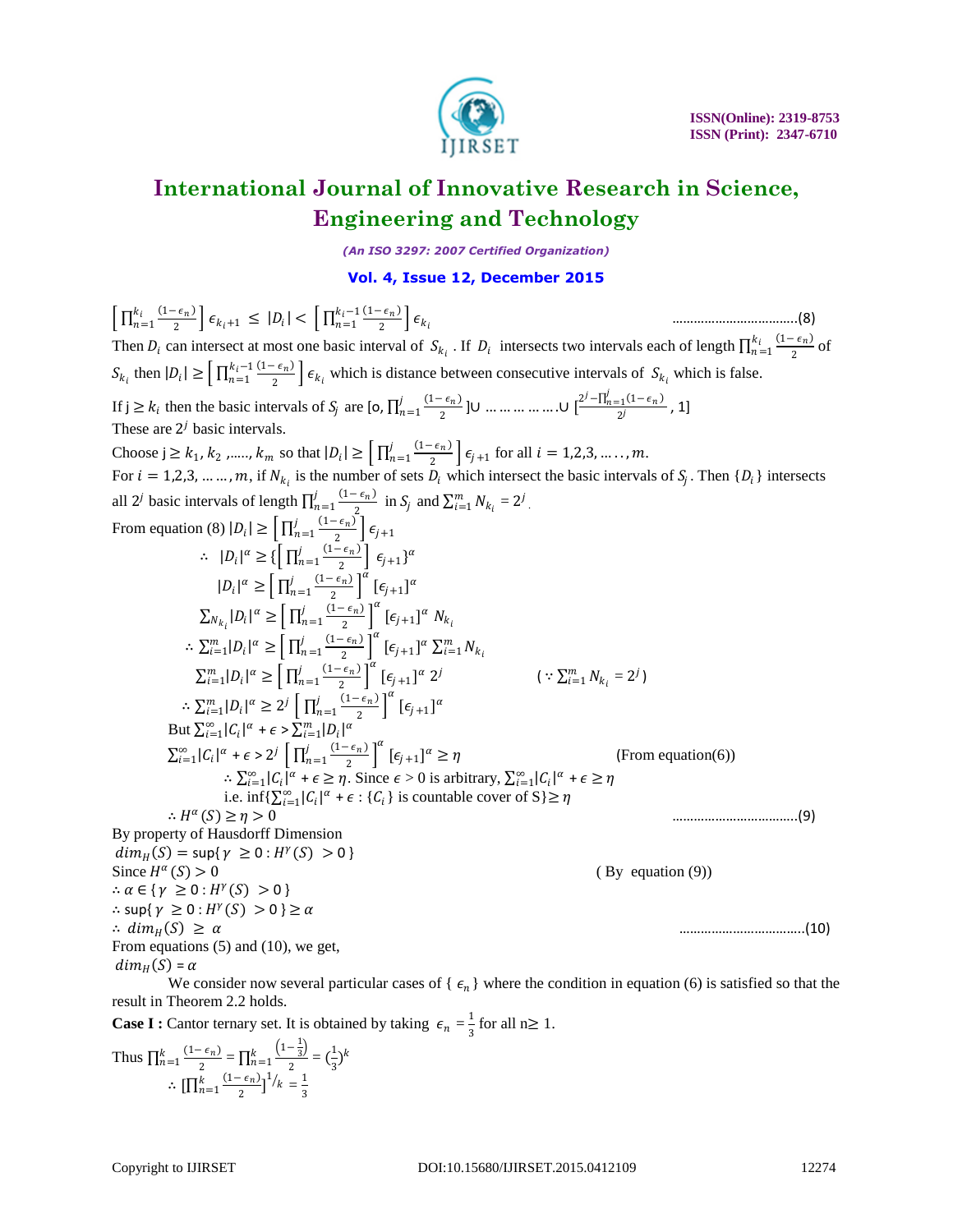$$\left[\prod_{n=1}^{k_i}\frac{(1-\epsilon_n)}{2}\right]\epsilon_{k_i+1} \le |D_i| < \left[\prod_{n=1}^{k_i-1}\frac{(1-\epsilon_n)}{2}\right]\epsilon_{k_i} \quad \text{.....................................(8)}$$

Then $D_i$ can intersect at most one basic interval of $S_{k_i}$. If $D_i$ intersects two intervals each of length $\prod_{n=1}^{k_i}\frac{(1-\epsilon_n)}{2}$ of $S_{k_i}$ then $|D_i| \ge \left[\prod_{n=1}^{k_i-1}\frac{(1-\epsilon_n)}{2}\right]\epsilon_{k_i}$ which is distance between consecutive intervals of $S_{k_i}$ which is false.

If $j \ge k_i$ then the basic intervals of $S_j$ are $[0, \prod_{n=1}^{j}\frac{(1-\epsilon_n)}{2}] \cup \ldots\ldots\ldots\ldots \cup [\frac{2^j-\prod_{n=1}^{j}(1-\epsilon_n)}{2^j}, 1]$

These are $2^j$ basic intervals.

Choose $j \ge k_1, k_2, \ldots, k_m$ so that $|D_i| \ge \left[\prod_{n=1}^{j}\frac{(1-\epsilon_n)}{2}\right]\epsilon_{j+1}$ for all $i = 1,2,3,\ldots,m$.

For $i = 1,2,3,\ldots,m$, if $N_{k_i}$ is the number of sets $D_i$ which intersect the basic intervals of $S_j$. Then $\{D_i\}$ intersects all $2^j$ basic intervals of length $\prod_{n=1}^{j}\frac{(1-\epsilon_n)}{2}$ in $S_j$ and $\sum_{i=1}^{m} N_{k_i} = 2^j$.

From equation (8) $|D_i| \ge \left[\prod_{n=1}^{j}\frac{(1-\epsilon_n)}{2}\right]\epsilon_{j+1}$

$$\therefore\ |D_i|^\alpha \ge \left\{\left[\prod_{n=1}^{j}\frac{(1-\epsilon_n)}{2}\right]\epsilon_{j+1}\right\}^\alpha$$

$$|D_i|^\alpha \ge \left[\prod_{n=1}^{j}\frac{(1-\epsilon_n)}{2}\right]^\alpha [\epsilon_{j+1}]^\alpha$$

$$\sum_{N_{k_i}}|D_i|^\alpha \ge \left[\prod_{n=1}^{j}\frac{(1-\epsilon_n)}{2}\right]^\alpha [\epsilon_{j+1}]^\alpha N_{k_i}$$

$$\therefore \sum_{i=1}^{m}|D_i|^\alpha \ge \left[\prod_{n=1}^{j}\frac{(1-\epsilon_n)}{2}\right]^\alpha [\epsilon_{j+1}]^\alpha \sum_{i=1}^{m}N_{k_i}$$

$$\sum_{i=1}^{m}|D_i|^\alpha \ge \left[\prod_{n=1}^{j}\frac{(1-\epsilon_n)}{2}\right]^\alpha [\epsilon_{j+1}]^\alpha\, 2^j \qquad (\because \sum_{i=1}^{m}N_{k_i} = 2^j)$$

$$\therefore \sum_{i=1}^{m}|D_i|^\alpha \ge 2^j \left[\prod_{n=1}^{j}\frac{(1-\epsilon_n)}{2}\right]^\alpha [\epsilon_{j+1}]^\alpha$$

But $\sum_{i=1}^{\infty}|C_i|^\alpha + \epsilon > \sum_{i=1}^{m}|D_i|^\alpha$

$$\sum_{i=1}^{\infty}|C_i|^\alpha + \epsilon > 2^j \left[\prod_{n=1}^{j}\frac{(1-\epsilon_n)}{2}\right]^\alpha [\epsilon_{j+1}]^\alpha \ge \eta \qquad \text{(From equation(6))}$$

$\therefore \sum_{i=1}^{\infty}|C_i|^\alpha + \epsilon \ge \eta$. Since $\epsilon > 0$ is arbitrary, $\sum_{i=1}^{\infty}|C_i|^\alpha + \epsilon \ge \eta$

i.e. $\inf\{\sum_{i=1}^{\infty}|C_i|^\alpha + \epsilon : \{C_i\}$ is countable cover of S$\} \ge \eta$

$$\therefore H^\alpha(S) \ge \eta > 0 \quad \text{.....................................(9)}$$

By property of Hausdorff Dimension

$dim_H(S) = \sup\{\gamma \ge 0 : H^\gamma(S) > 0\}$

Since $H^\alpha(S) > 0$ ( By equation (9))

$\therefore \alpha \in \{\gamma \ge 0 : H^\gamma(S) > 0\}$

$\therefore \sup\{\gamma \ge 0 : H^\gamma(S) > 0\} \ge \alpha$

$$\therefore\ dim_H(S) \ge \alpha \quad \text{.....................................(10)}$$

From equations (5) and (10), we get,

$dim_H(S) = \alpha$

We consider now several particular cases of $\{\epsilon_n\}$ where the condition in equation (6) is satisfied so that the result in Theorem 2.2 holds.

**Case I :** Cantor ternary set. It is obtained by taking $\epsilon_n = \frac{1}{3}$ for all $n \ge 1$.

Thus $\prod_{n=1}^{k}\frac{(1-\epsilon_n)}{2} = \prod_{n=1}^{k}\frac{\left(1-\frac{1}{3}\right)}{2} = (\frac{1}{3})^k$

$$\therefore [\prod_{n=1}^{k}\frac{(1-\epsilon_n)}{2}]^{1/k} = \frac{1}{3}$$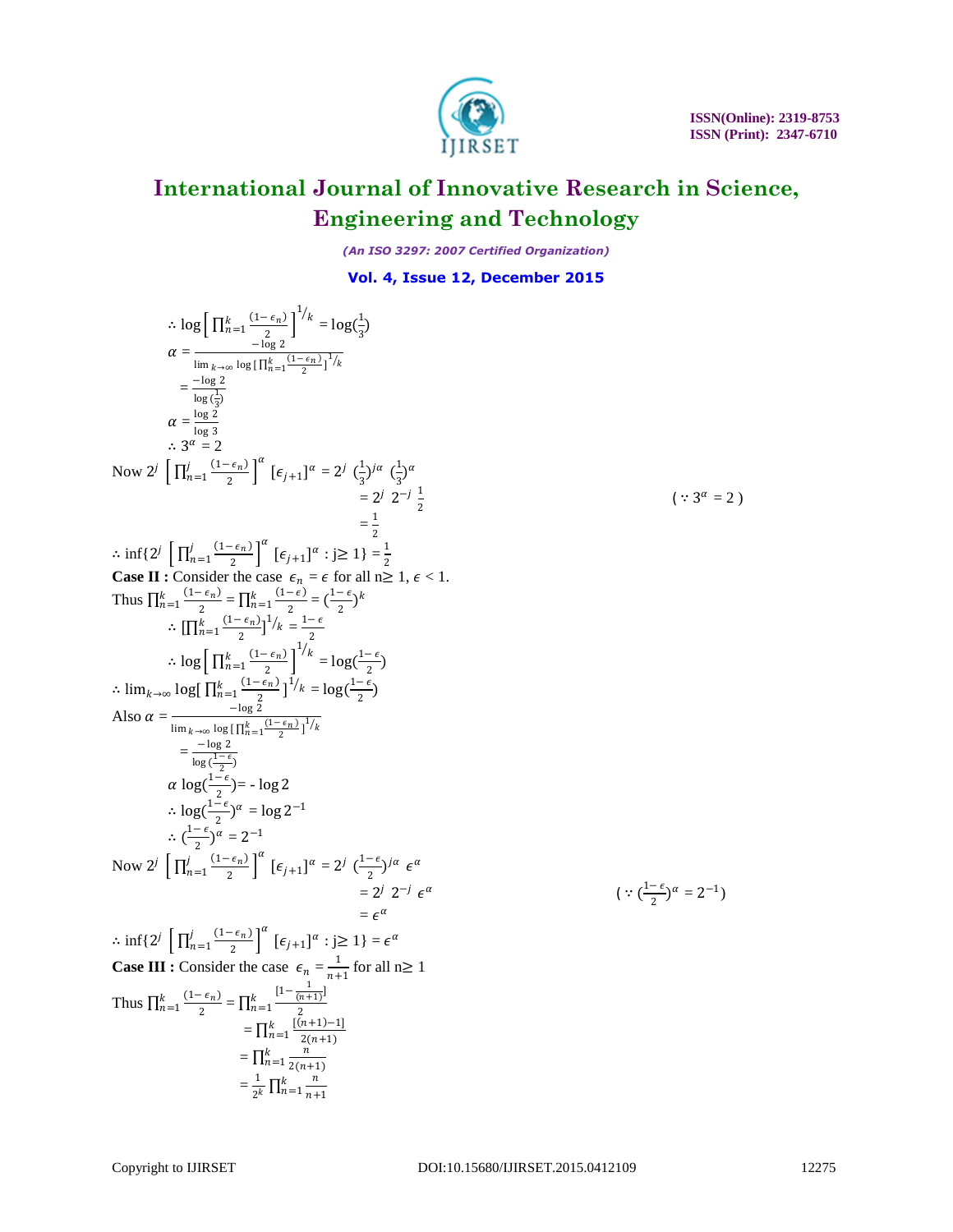$$\therefore \log\Big[\prod_{n=1}^{k}\frac{(1-\epsilon_n)}{2}\Big]^{1/k} = \log(\tfrac{1}{3})$$

$$\alpha = \frac{-\log 2}{\lim_{k\to\infty}\log\big[\prod_{n=1}^{k}\frac{(1-\epsilon_n)}{2}\big]^{1/k}}$$

$$= \frac{-\log 2}{\log(\frac{1}{3})}$$

$$\alpha = \frac{\log 2}{\log 3}$$

$$\therefore 3^{\alpha} = 2$$

Now $2^j \Big[\prod_{n=1}^{j}\frac{(1-\epsilon_n)}{2}\Big]^{\alpha}\,[\epsilon_{j+1}]^{\alpha} = 2^j\,(\frac{1}{3})^{j\alpha}\,(\frac{1}{3})^{\alpha}$

$$= 2^j\;2^{-j}\;\frac{1}{2} \qquad (\because 3^{\alpha} = 2)$$

$$= \frac{1}{2}$$

$\therefore \inf\{2^j \Big[\prod_{n=1}^{j}\frac{(1-\epsilon_n)}{2}\Big]^{\alpha}\,[\epsilon_{j+1}]^{\alpha} : j\geq 1\} = \frac{1}{2}$

**Case II :** Consider the case $\epsilon_n = \epsilon$ for all $n\geq 1$, $\epsilon < 1$.

Thus $\prod_{n=1}^{k}\frac{(1-\epsilon_n)}{2} = \prod_{n=1}^{k}\frac{(1-\epsilon)}{2} = (\frac{1-\epsilon}{2})^k$

$$\therefore \Big[\prod_{n=1}^{k}\frac{(1-\epsilon_n)}{2}\Big]^{1/k} = \frac{1-\epsilon}{2}$$

$$\therefore \log\Big[\prod_{n=1}^{k}\frac{(1-\epsilon_n)}{2}\Big]^{1/k} = \log(\tfrac{1-\epsilon}{2})$$

$\therefore \lim_{k\to\infty}\log\big[\prod_{n=1}^{k}\frac{(1-\epsilon_n)}{2}\big]^{1/k} = \log(\frac{1-\epsilon}{2})$

Also $\alpha = \frac{-\log 2}{\lim_{k\to\infty}\log\big[\prod_{n=1}^{k}\frac{(1-\epsilon_n)}{2}\big]^{1/k}}$

$$= \frac{-\log 2}{\log(\frac{1-\epsilon}{2})}$$

$$\alpha\,\log(\tfrac{1-\epsilon}{2}) = -\log 2$$

$$\therefore \log(\tfrac{1-\epsilon}{2})^{\alpha} = \log 2^{-1}$$

$$\therefore (\tfrac{1-\epsilon}{2})^{\alpha} = 2^{-1}$$

Now $2^j \Big[\prod_{n=1}^{j}\frac{(1-\epsilon_n)}{2}\Big]^{\alpha}\,[\epsilon_{j+1}]^{\alpha} = 2^j\,(\frac{1-\epsilon}{2})^{j\alpha}\;\epsilon^{\alpha}$

$$= 2^j\;2^{-j}\;\epsilon^{\alpha} \qquad (\because (\tfrac{1-\epsilon}{2})^{\alpha} = 2^{-1})$$

$$= \epsilon^{\alpha}$$

$\therefore \inf\{2^j \Big[\prod_{n=1}^{j}\frac{(1-\epsilon_n)}{2}\Big]^{\alpha}\,[\epsilon_{j+1}]^{\alpha} : j\geq 1\} = \epsilon^{\alpha}$

**Case III :** Consider the case $\epsilon_n = \frac{1}{n+1}$ for all $n\geq 1$

Thus $\prod_{n=1}^{k}\frac{(1-\epsilon_n)}{2} = \prod_{n=1}^{k}\frac{[1-\frac{1}{(n+1)}]}{2}$

$$= \prod_{n=1}^{k}\frac{[(n+1)-1]}{2(n+1)}$$

$$= \prod_{n=1}^{k}\frac{n}{2(n+1)}$$

$$= \frac{1}{2^k}\prod_{n=1}^{k}\frac{n}{n+1}$$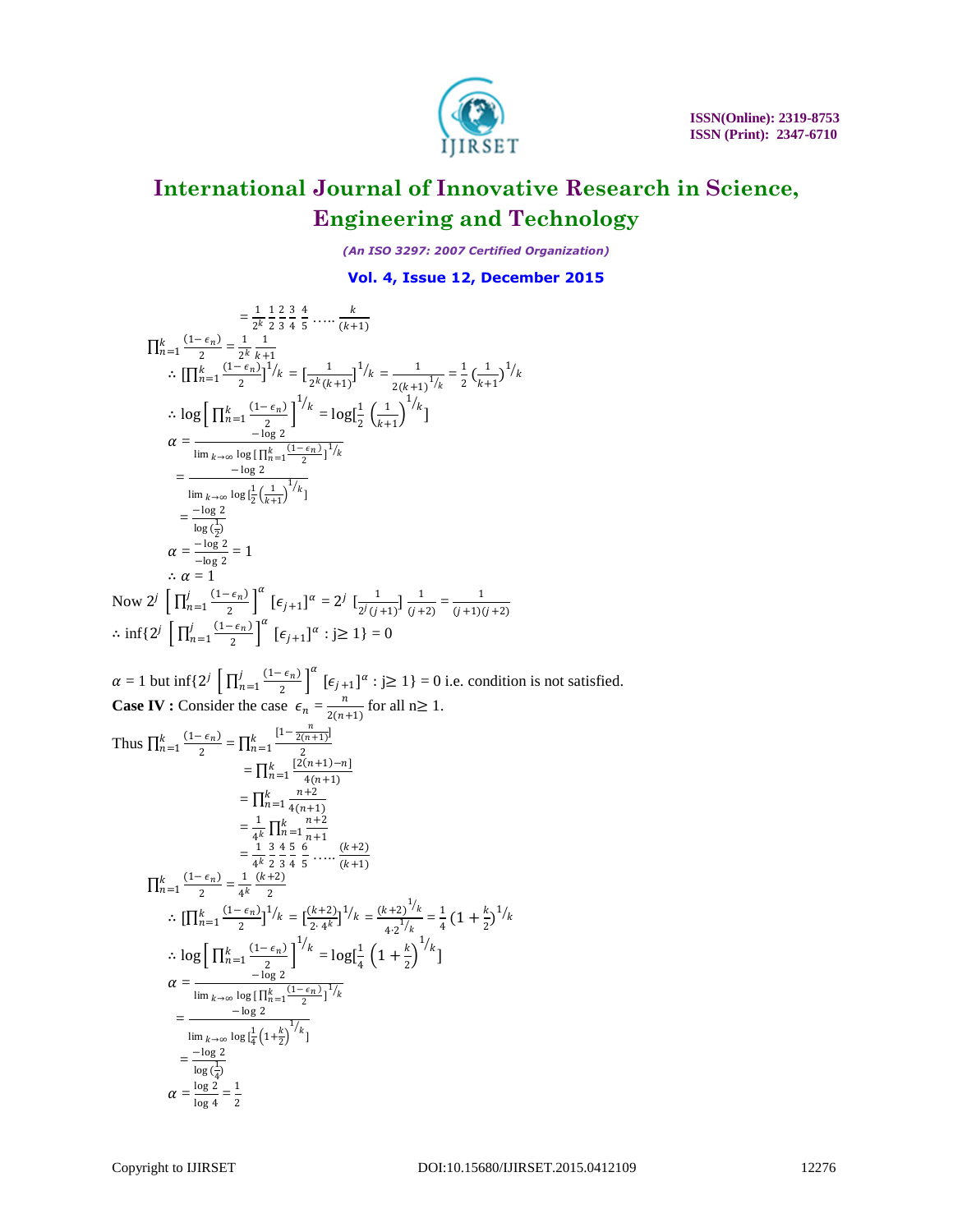$$= \frac{1}{2^k}\,\frac{1}{2}\,\frac{2}{3}\,\frac{3}{4}\,\frac{4}{5}\,\ldots..\,\frac{k}{(k+1)}$$

$$\prod_{n=1}^{k} \frac{(1-\epsilon_n)}{2} = \frac{1}{2^k}\,\frac{1}{k+1}$$

$$\therefore [\prod_{n=1}^{k} \frac{(1-\epsilon_n)}{2}]^{1/k} = [\frac{1}{2^k(k+1)}]^{1/k} = \frac{1}{2(k+1)^{1/k}} = \frac{1}{2}\,(\frac{1}{k+1})^{1/k}$$

$$\therefore \log\left[\prod_{n=1}^{k} \frac{(1-\epsilon_n)}{2}\right]^{1/k} = \log[\frac{1}{2}\left(\frac{1}{k+1}\right)^{1/k}]$$

$$\alpha = \frac{-\log 2}{\lim_{k\to\infty} \log\,[\prod_{n=1}^{k} \frac{(1-\epsilon_n)}{2}]^{1/k}}$$

$$= \frac{-\log 2}{\lim_{k\to\infty} \log\,[\frac{1}{2}\left(\frac{1}{k+1}\right)^{1/k}]}$$

$$= \frac{-\log 2}{\log\,(\frac{1}{2})}$$

$$\alpha = \frac{-\log 2}{-\log 2} = 1$$

$$\therefore \alpha = 1$$

Now $2^j\left[\prod_{n=1}^{j} \frac{(1-\epsilon_n)}{2}\right]^{\alpha}[\epsilon_{j+1}]^{\alpha} = 2^j\,[\frac{1}{2^j(j+1)}]\,\frac{1}{(j+2)} = \frac{1}{(j+1)(j+2)}$

$\therefore \inf\{2^j\left[\prod_{n=1}^{j} \frac{(1-\epsilon_n)}{2}\right]^{\alpha}[\epsilon_{j+1}]^{\alpha} : j\geq 1\} = 0$

$\alpha = 1$ but $\inf\{2^j\left[\prod_{n=1}^{j} \frac{(1-\epsilon_n)}{2}\right]^{\alpha}[\epsilon_{j+1}]^{\alpha} : j\geq 1\} = 0$ i.e. condition is not satisfied.

**Case IV :** Consider the case $\epsilon_n = \frac{n}{2(n+1)}$ for all $n\geq 1$.

Thus $\prod_{n=1}^{k} \frac{(1-\epsilon_n)}{2} = \prod_{n=1}^{k} \frac{[1-\frac{n}{2(n+1)}]}{2}$

$$= \prod_{n=1}^{k} \frac{[2(n+1)-n]}{4(n+1)}$$

$$= \prod_{n=1}^{k} \frac{n+2}{4(n+1)}$$

$$= \frac{1}{4^k}\prod_{n=1}^{k} \frac{n+2}{n+1}$$

$$= \frac{1}{4^k}\,\frac{3}{2}\,\frac{4}{3}\,\frac{5}{4}\,\frac{6}{5}\,\ldots..\,\frac{(k+2)}{(k+1)}$$

$$\prod_{n=1}^{k} \frac{(1-\epsilon_n)}{2} = \frac{1}{4^k}\,\frac{(k+2)}{2}$$

$$\therefore [\prod_{n=1}^{k} \frac{(1-\epsilon_n)}{2}]^{1/k} = [\frac{(k+2)}{2\cdot 4^k}]^{1/k} = \frac{(k+2)^{1/k}}{4\cdot 2^{1/k}} = \frac{1}{4}\,(1+\frac{k}{2})^{1/k}$$

$$\therefore \log\left[\prod_{n=1}^{k} \frac{(1-\epsilon_n)}{2}\right]^{1/k} = \log[\frac{1}{4}\left(1+\frac{k}{2}\right)^{1/k}]$$

$$\alpha = \frac{-\log 2}{\lim_{k\to\infty} \log\,[\prod_{n=1}^{k} \frac{(1-\epsilon_n)}{2}]^{1/k}}$$

$$= \frac{-\log 2}{\lim_{k\to\infty} \log\,[\frac{1}{4}\left(1+\frac{k}{2}\right)^{1/k}]}$$

$$= \frac{-\log 2}{\log\,(\frac{1}{4})}$$

$$\alpha = \frac{\log 2}{\log 4} = \frac{1}{2}$$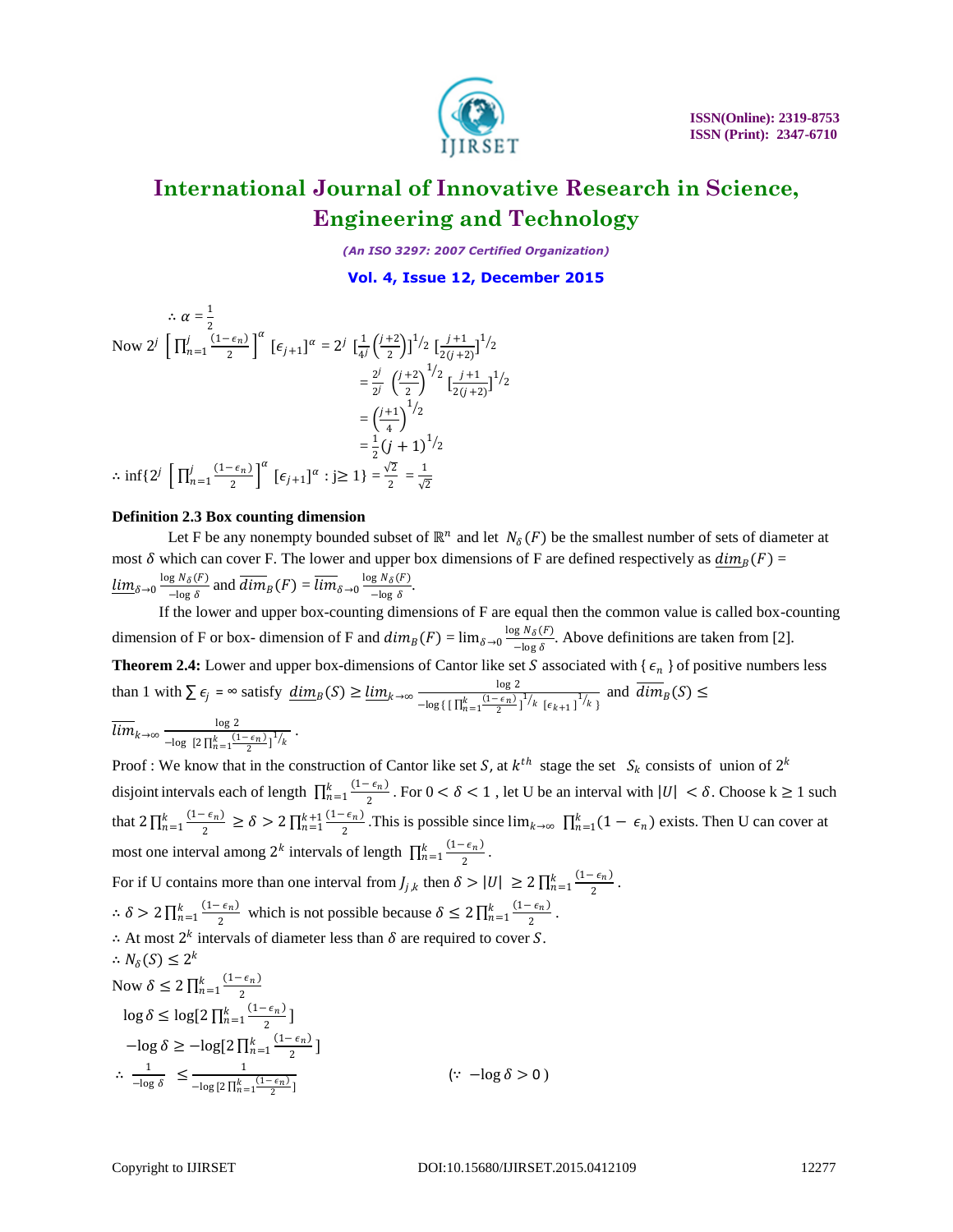$\therefore \alpha = \frac{1}{2}$

Now $2^j \left[ \prod_{n=1}^{j} \frac{(1-\epsilon_n)}{2} \right]^{\alpha} [\epsilon_{j+1}]^{\alpha} = 2^j \left[\frac{1}{4^j}\left(\frac{j+2}{2}\right)\right]^{1/2} \left[\frac{j+1}{2(j+2)}\right]^{1/2}$

$= \frac{2^j}{2^j} \left(\frac{j+2}{2}\right)^{1/2} \left[\frac{j+1}{2(j+2)}\right]^{1/2}$

$= \left(\frac{j+1}{4}\right)^{1/2}$

$= \frac{1}{2}(j+1)^{1/2}$

$\therefore \inf\{2^j \left[ \prod_{n=1}^{j} \frac{(1-\epsilon_n)}{2} \right]^{\alpha} [\epsilon_{j+1}]^{\alpha} : j \geq 1\} = \frac{\sqrt{2}}{2} = \frac{1}{\sqrt{2}}$

**Definition 2.3 Box counting dimension**

Let F be any nonempty bounded subset of $\mathbb{R}^n$ and let $N_\delta(F)$ be the smallest number of sets of diameter at most $\delta$ which can cover F. The lower and upper box dimensions of F are defined respectively as $\underline{dim}_B(F) = \underline{lim}_{\delta \to 0} \frac{\log N_\delta(F)}{-\log \delta}$ and $\overline{dim}_B(F) = \overline{lim}_{\delta \to 0} \frac{\log N_\delta(F)}{-\log \delta}$.

If the lower and upper box-counting dimensions of F are equal then the common value is called box-counting dimension of F or box- dimension of F and $dim_B(F) = \lim_{\delta \to 0} \frac{\log N_\delta(F)}{-\log \delta}$. Above definitions are taken from [2].

**Theorem 2.4:** Lower and upper box-dimensions of Cantor like set $S$ associated with $\{\epsilon_n\}$ of positive numbers less than 1 with $\sum \epsilon_j = \infty$ satisfy $\underline{dim}_B(S) \geq \underline{lim}_{k \to \infty} \frac{\log 2}{-\log\{ [\prod_{n=1}^{k} \frac{(1-\epsilon_n)}{2}]^{1/k} [\epsilon_{k+1}]^{1/k} \}}$ and $\overline{dim}_B(S) \leq \overline{lim}_{k \to \infty} \frac{\log 2}{-\log [2 \prod_{n=1}^{k} \frac{(1-\epsilon_n)}{2}]^{1/k}}$.

Proof : We know that in the construction of Cantor like set $S$, at $k^{th}$ stage the set $S_k$ consists of union of $2^k$ disjoint intervals each of length $\prod_{n=1}^{k} \frac{(1-\epsilon_n)}{2}$. For $0 < \delta < 1$, let U be an interval with $|U| < \delta$. Choose $k \geq 1$ such that $2\prod_{n=1}^{k} \frac{(1-\epsilon_n)}{2} \geq \delta > 2\prod_{n=1}^{k+1} \frac{(1-\epsilon_n)}{2}$.This is possible since $\lim_{k \to \infty} \prod_{n=1}^{k}(1-\epsilon_n)$ exists. Then U can cover at most one interval among $2^k$ intervals of length $\prod_{n=1}^{k} \frac{(1-\epsilon_n)}{2}$.

For if U contains more than one interval from $J_{j,k}$ then $\delta > |U| \geq 2\prod_{n=1}^{k} \frac{(1-\epsilon_n)}{2}$.

$\therefore \delta > 2\prod_{n=1}^{k} \frac{(1-\epsilon_n)}{2}$ which is not possible because $\delta \leq 2\prod_{n=1}^{k} \frac{(1-\epsilon_n)}{2}$.

$\therefore$ At most $2^k$ intervals of diameter less than $\delta$ are required to cover $S$.

$\therefore N_\delta(S) \leq 2^k$

Now $\delta \leq 2\prod_{n=1}^{k} \frac{(1-\epsilon_n)}{2}$

$\log \delta \leq \log[2\prod_{n=1}^{k} \frac{(1-\epsilon_n)}{2}]$

$-\log \delta \geq -\log[2\prod_{n=1}^{k} \frac{(1-\epsilon_n)}{2}]$

$\therefore \frac{1}{-\log \delta} \leq \frac{1}{-\log [2\prod_{n=1}^{k} \frac{(1-\epsilon_n)}{2}]}$ $\qquad (\because -\log \delta > 0)$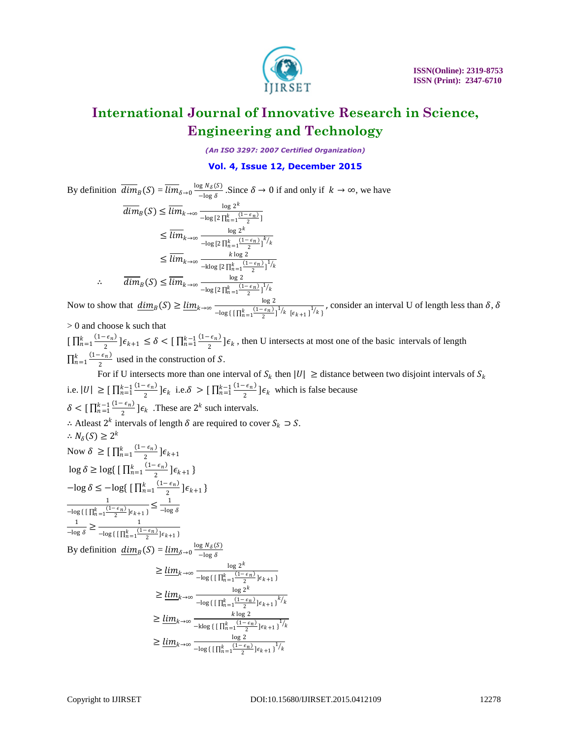By definition $\overline{dim}_B(S) = \overline{lim}_{\delta\to 0} \frac{\log N_\delta(S)}{-\log \delta}$ .Since $\delta \to 0$ if and only if $k \to \infty$, we have

$$\overline{dim}_B(S) \le \overline{lim}_{k\to\infty} \frac{\log 2^k}{-\log\,[2 \prod_{n=1}^{k} \frac{(1-\epsilon_n)}{2}]}$$

$$\le \overline{lim}_{k\to\infty} \frac{\log 2^k}{-\log\,[2 \prod_{n=1}^{k} \frac{(1-\epsilon_n)}{2}]^{k/k}}$$

$$\le \overline{lim}_{k\to\infty} \frac{k \log 2}{-k\log\,[2 \prod_{n=1}^{k} \frac{(1-\epsilon_n)}{2}]^{1/k}}$$

$$\therefore \quad \overline{dim}_B(S) \le \overline{lim}_{k\to\infty} \frac{\log 2}{-\log\,[2 \prod_{n=1}^{k} \frac{(1-\epsilon_n)}{2}]^{1/k}}$$

Now to show that $\underline{dim}_B(S) \ge \underline{lim}_{k\to\infty} \frac{\log 2}{-\log\{\,[\prod_{n=1}^{k} \frac{(1-\epsilon_n)}{2}]^{1/k}\;[\epsilon_{k+1}]^{1/k}\}}$, consider an interval U of length less than $\delta$, $\delta$ > 0 and choose k such that

$[\prod_{n=1}^{k} \frac{(1-\epsilon_n)}{2}]\epsilon_{k+1} \le \delta < [\prod_{n=1}^{k-1} \frac{(1-\epsilon_n)}{2}]\epsilon_k$ , then U intersects at most one of the basic intervals of length $\prod_{n=1}^{k} \frac{(1-\epsilon_n)}{2}$ used in the construction of $S$.

For if U intersects more than one interval of $S_k$ then $|U| \ge$ distance between two disjoint intervals of $S_k$ i.e. $|U| \ge [\prod_{n=1}^{k-1} \frac{(1-\epsilon_n)}{2}]\epsilon_k$ i.e.$\delta > [\prod_{n=1}^{k-1} \frac{(1-\epsilon_n)}{2}]\epsilon_k$ which is false because $\delta < [\prod_{n=1}^{k-1} \frac{(1-\epsilon_n)}{2}]\epsilon_k$ .These are $2^k$ such intervals.

$\therefore$ Atleast $2^k$ intervals of length $\delta$ are required to cover $S_k \supset S$.

$\therefore N_\delta(S) \ge 2^k$

Now $\delta \ge [\prod_{n=1}^{k} \frac{(1-\epsilon_n)}{2}]\epsilon_{k+1}$

$\log \delta \ge \log\{\,[\prod_{n=1}^{k} \frac{(1-\epsilon_n)}{2}]\epsilon_{k+1}\}$

$-\log \delta \le -\log\{\,[\prod_{n=1}^{k} \frac{(1-\epsilon_n)}{2}]\epsilon_{k+1}\}$

$\frac{1}{-\log\{\,[\prod_{n=1}^{k} \frac{(1-\epsilon_n)}{2}]\epsilon_{k+1}\}} \le \frac{1}{-\log \delta}$

$\frac{1}{-\log \delta} \ge \frac{1}{-\log\{\,[\prod_{n=1}^{k} \frac{(1-\epsilon_n)}{2}]\epsilon_{k+1}\}}$

By definition $\underline{dim}_B(S) = \underline{lim}_{\delta\to 0} \frac{\log N_\delta(S)}{-\log \delta}$

$$\ge \underline{lim}_{k\to\infty} \frac{\log 2^k}{-\log\{\,[\prod_{n=1}^{k} \frac{(1-\epsilon_n)}{2}]\epsilon_{k+1}\}}$$

$$\ge \underline{lim}_{k\to\infty} \frac{\log 2^k}{-\log\{\,[\prod_{n=1}^{k} \frac{(1-\epsilon_n)}{2}]\epsilon_{k+1}\}^{k/k}}$$

$$\ge \underline{lim}_{k\to\infty} \frac{k\log 2}{-k\log\{\,[\prod_{n=1}^{k} \frac{(1-\epsilon_n)}{2}]\epsilon_{k+1}\}^{1/k}}$$

$$\ge \underline{lim}_{k\to\infty} \frac{\log 2}{-\log\{\,[\prod_{n=1}^{k} \frac{(1-\epsilon_n)}{2}]\epsilon_{k+1}\}^{1/k}}$$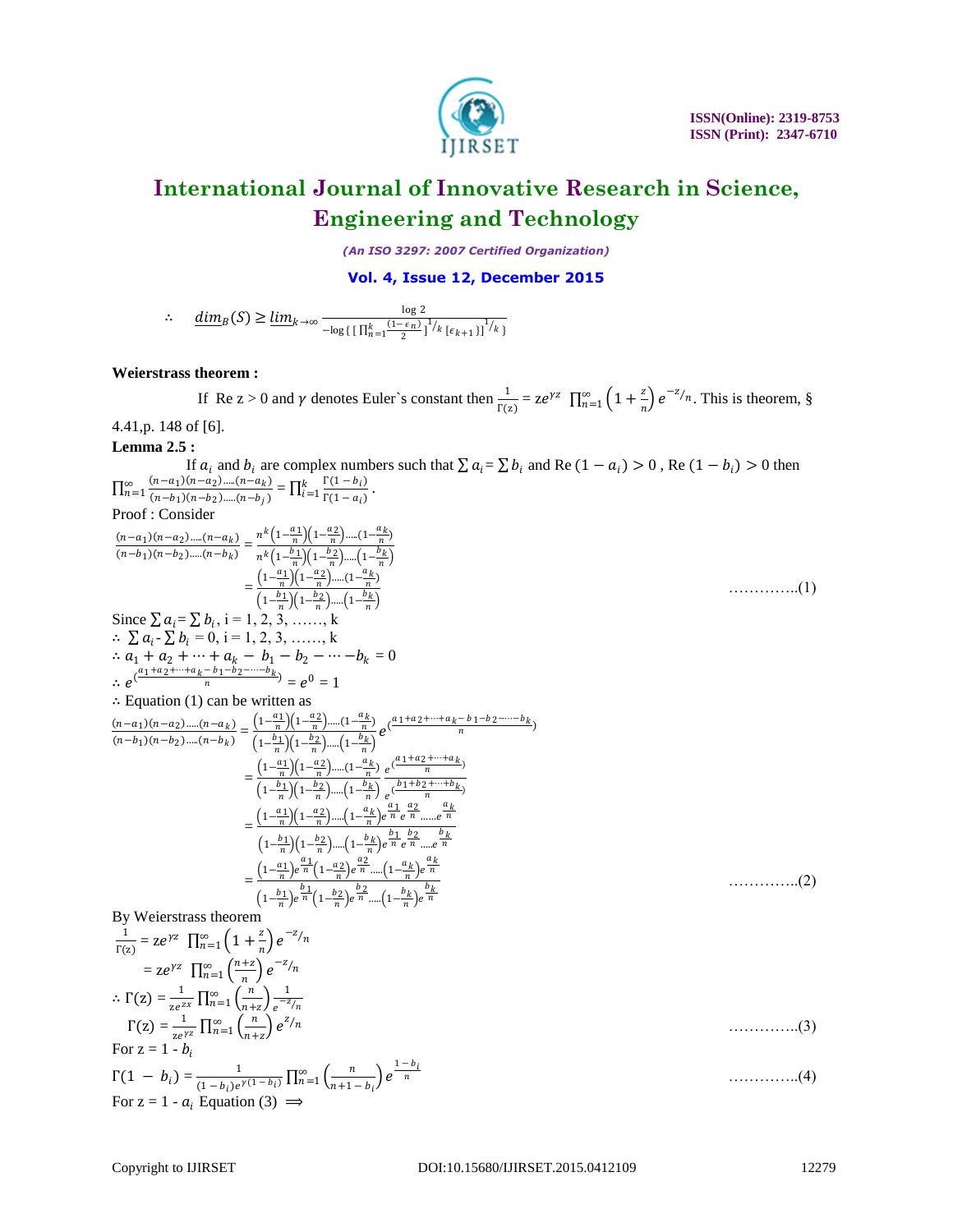$$\therefore \quad \underline{dim}_B(S) \geq \underline{lim}_{k\to\infty} \frac{\log 2}{-\log\{\,[\,\prod_{n=1}^{k}\frac{(1-\epsilon_n)}{2}\,]^{1/k}\,[\epsilon_{k+1}]\}^{1/k}}$$

**Weierstrass theorem :**

If Re z > 0 and $\gamma$ denotes Euler`s constant then $\frac{1}{\Gamma(z)} = ze^{\gamma z} \prod_{n=1}^{\infty}\left(1+\frac{z}{n}\right)e^{-z/n}$. This is theorem, § 4.41,p. 148 of [6].

**Lemma 2.5 :**

If $a_i$ and $b_i$ are complex numbers such that $\sum a_i = \sum b_i$ and Re $(1-a_i) > 0$ , Re $(1-b_i) > 0$ then $\prod_{n=1}^{\infty}\frac{(n-a_1)(n-a_2).....(n-a_k)}{(n-b_1)(n-b_2).....(n-b_j)} = \prod_{i=1}^{k}\frac{\Gamma(1-b_i)}{\Gamma(1-a_i)}$.

Proof : Consider

$$\frac{(n-a_1)(n-a_2).....(n-a_k)}{(n-b_1)(n-b_2).....(n-b_k)} = \frac{n^k\left(1-\frac{a_1}{n}\right)\left(1-\frac{a_2}{n}\right).....\left(1-\frac{a_k}{n}\right)}{n^k\left(1-\frac{b_1}{n}\right)\left(1-\frac{b_2}{n}\right).....\left(1-\frac{b_k}{n}\right)}$$

$$= \frac{\left(1-\frac{a_1}{n}\right)\left(1-\frac{a_2}{n}\right).....\left(1-\frac{a_k}{n}\right)}{\left(1-\frac{b_1}{n}\right)\left(1-\frac{b_2}{n}\right).....\left(1-\frac{b_k}{n}\right)} \qquad \text{.............(1)}$$

Since $\sum a_i = \sum b_i$, i = 1, 2, 3, ……, k

$\therefore \sum a_i - \sum b_i = 0$, i = 1, 2, 3, ……, k

$\therefore a_1 + a_2 + \cdots + a_k - b_1 - b_2 - \cdots - b_k = 0$

$\therefore e^{\left(\frac{a_1+a_2+\cdots+a_k-b_1-b_2-\cdots-b_k}{n}\right)} = e^0 = 1$

$\therefore$ Equation (1) can be written as

$$\frac{(n-a_1)(n-a_2).....(n-a_k)}{(n-b_1)(n-b_2).....(n-b_k)} = \frac{\left(1-\frac{a_1}{n}\right)\left(1-\frac{a_2}{n}\right).....\left(1-\frac{a_k}{n}\right)}{\left(1-\frac{b_1}{n}\right)\left(1-\frac{b_2}{n}\right).....\left(1-\frac{b_k}{n}\right)} e^{\left(\frac{a_1+a_2+\cdots+a_k-b_1-b_2-\cdots-b_k}{n}\right)}$$

$$= \frac{\left(1-\frac{a_1}{n}\right)\left(1-\frac{a_2}{n}\right).....\left(1-\frac{a_k}{n}\right)}{\left(1-\frac{b_1}{n}\right)\left(1-\frac{b_2}{n}\right).....\left(1-\frac{b_k}{n}\right)} \frac{e^{\left(\frac{a_1+a_2+\cdots+a_k}{n}\right)}}{e^{\left(\frac{b_1+b_2+\cdots+b_k}{n}\right)}}$$

$$= \frac{\left(1-\frac{a_1}{n}\right)\left(1-\frac{a_2}{n}\right).....\left(1-\frac{a_k}{n}\right)e^{\frac{a_1}{n}}e^{\frac{a_2}{n}}......e^{\frac{a_k}{n}}}{\left(1-\frac{b_1}{n}\right)\left(1-\frac{b_2}{n}\right).....\left(1-\frac{b_k}{n}\right)e^{\frac{b_1}{n}}e^{\frac{b_2}{n}}.....e^{\frac{b_k}{n}}}$$

$$= \frac{\left(1-\frac{a_1}{n}\right)e^{\frac{a_1}{n}}\left(1-\frac{a_2}{n}\right)e^{\frac{a_2}{n}}.....\left(1-\frac{a_k}{n}\right)e^{\frac{a_k}{n}}}{\left(1-\frac{b_1}{n}\right)e^{\frac{b_1}{n}}\left(1-\frac{b_2}{n}\right)e^{\frac{b_2}{n}}.....\left(1-\frac{b_k}{n}\right)e^{\frac{b_k}{n}}} \qquad \text{.............(2)}$$

By Weierstrass theorem

$$\frac{1}{\Gamma(z)} = ze^{\gamma z} \prod_{n=1}^{\infty}\left(1+\frac{z}{n}\right)e^{-z/n}$$

$$= ze^{\gamma z} \prod_{n=1}^{\infty}\left(\frac{n+z}{n}\right)e^{-z/n}$$

$$\therefore \Gamma(z) = \frac{1}{ze^{zx}}\prod_{n=1}^{\infty}\left(\frac{n}{n+z}\right)\frac{1}{e^{-z/n}}$$

$$\Gamma(z) = \frac{1}{ze^{\gamma z}}\prod_{n=1}^{\infty}\left(\frac{n}{n+z}\right)e^{z/n} \qquad \text{.............(3)}$$

For z = 1 - $b_i$

$$\Gamma(1-b_i) = \frac{1}{(1-b_i)e^{\gamma(1-b_i)}}\prod_{n=1}^{\infty}\left(\frac{n}{n+1-b_i}\right)e^{\frac{1-b_i}{n}} \qquad \text{.............(4)}$$

For z = 1 - $a_i$ Equation (3) $\Longrightarrow$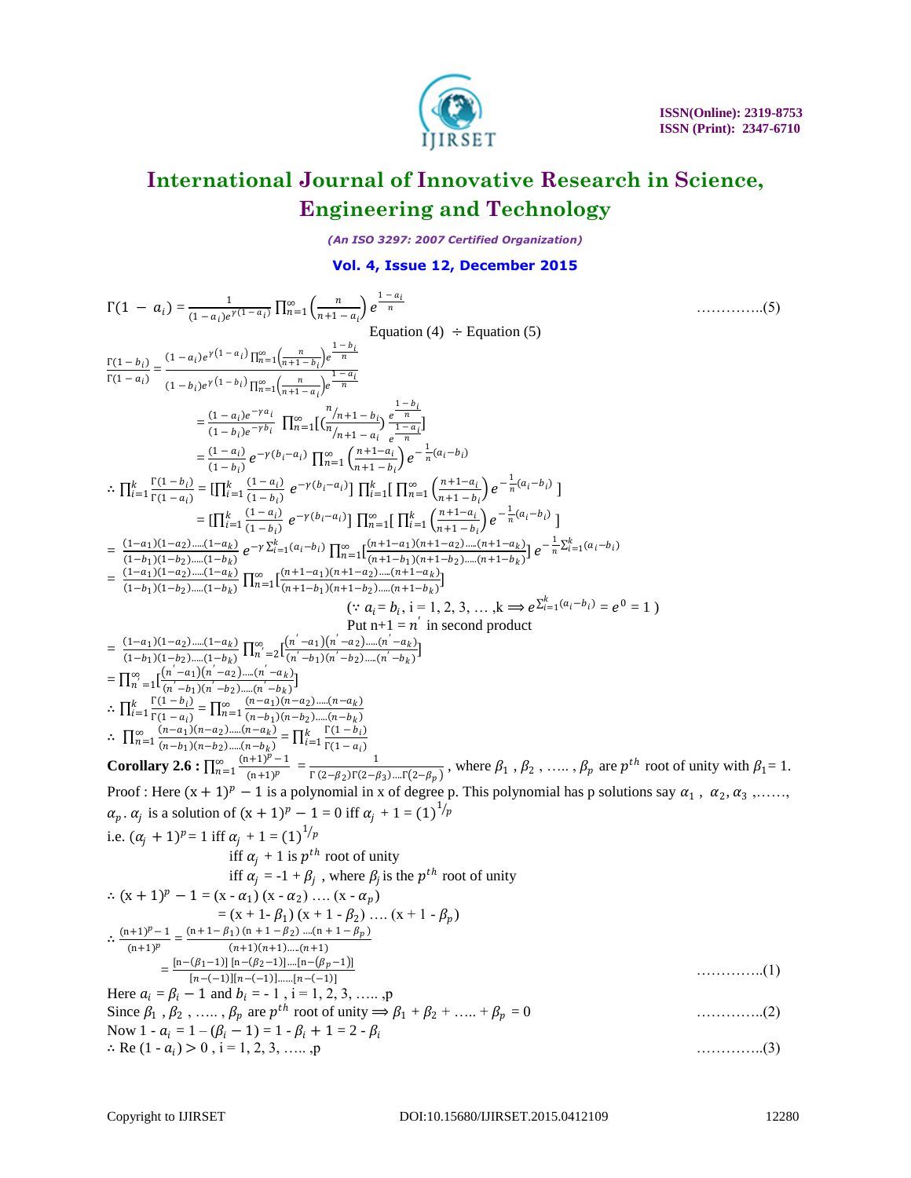$$\Gamma(1 - a_i) = \frac{1}{(1-a_i)e^{\gamma(1-a_i)}} \prod_{n=1}^{\infty}\left(\frac{n}{n+1-a_i}\right) e^{\frac{1-a_i}{n}} \qquad \text{…………..(5)}$$

Equation (4) $\div$ Equation (5)

$$\frac{\Gamma(1-b_i)}{\Gamma(1-a_i)} = \frac{(1-a_i)e^{\gamma(1-a_i)}\prod_{n=1}^{\infty}\left(\frac{n}{n+1-b_i}\right)e^{\frac{1-b_i}{n}}}{(1-b_i)e^{\gamma(1-b_i)}\prod_{n=1}^{\infty}\left(\frac{n}{n+1-a_i}\right)e^{\frac{1-a_i}{n}}}$$

$$= \frac{(1-a_i)e^{-\gamma a_i}}{(1-b_i)e^{-\gamma b_i}} \prod_{n=1}^{\infty}\left[\left(\frac{n/n+1-b_i}{n/n+1-a_i}\right)\frac{e^{\frac{1-b_i}{n}}}{e^{\frac{1-a_i}{n}}}\right]$$

$$= \frac{(1-a_i)}{(1-b_i)} e^{-\gamma(b_i-a_i)} \prod_{n=1}^{\infty}\left(\frac{n+1-a_i}{n+1-b_i}\right) e^{-\frac{1}{n}(a_i-b_i)}$$

$$\therefore \prod_{i=1}^{k}\frac{\Gamma(1-b_i)}{\Gamma(1-a_i)} = \left[\prod_{i=1}^{k}\frac{(1-a_i)}{(1-b_i)} e^{-\gamma(b_i-a_i)}\right] \prod_{i=1}^{k}\left[\prod_{n=1}^{\infty}\left(\frac{n+1-a_i}{n+1-b_i}\right)e^{-\frac{1}{n}(a_i-b_i)}\right]$$

$$= \left[\prod_{i=1}^{k}\frac{(1-a_i)}{(1-b_i)} e^{-\gamma(b_i-a_i)}\right] \prod_{n=1}^{\infty}\left[\prod_{i=1}^{k}\left(\frac{n+1-a_i}{n+1-b_i}\right)e^{-\frac{1}{n}(a_i-b_i)}\right]$$

$$= \frac{(1-a_1)(1-a_2)\ldots..(1-a_k)}{(1-b_1)(1-b_2)\ldots..(1-b_k)} e^{-\gamma\sum_{i=1}^{k}(a_i-b_i)} \prod_{n=1}^{\infty}\left[\frac{(n+1-a_1)(n+1-a_2)\ldots..(n+1-a_k)}{(n+1-b_1)(n+1-b_2)\ldots..(n+1-b_k)}\right] e^{-\frac{1}{n}\sum_{i=1}^{k}(a_i-b_i)}$$

$$= \frac{(1-a_1)(1-a_2)\ldots..(1-a_k)}{(1-b_1)(1-b_2)\ldots..(1-b_k)} \prod_{n=1}^{\infty}\left[\frac{(n+1-a_1)(n+1-a_2)\ldots..(n+1-a_k)}{(n+1-b_1)(n+1-b_2)\ldots..(n+1-b_k)}\right]$$

($\because$ $a_i = b_i$, i = 1, 2, 3, … ,k $\Longrightarrow e^{\sum_{i=1}^{k}(a_i-b_i)} = e^0 = 1$ )

Put n+1 = $n'$ in second product

$$= \frac{(1-a_1)(1-a_2)\ldots..(1-a_k)}{(1-b_1)(1-b_2)\ldots..(1-b_k)} \prod_{n'=2}^{\infty}\left[\frac{(n'-a_1)(n'-a_2)\ldots..(n'-a_k)}{(n'-b_1)(n'-b_2)\ldots..(n'-b_k)}\right]$$

$$= \prod_{n'=1}^{\infty}\left[\frac{(n'-a_1)(n'-a_2)\ldots..(n'-a_k)}{(n'-b_1)(n'-b_2)\ldots..(n'-b_k)}\right]$$

$$\therefore \prod_{i=1}^{k}\frac{\Gamma(1-b_i)}{\Gamma(1-a_i)} = \prod_{n=1}^{\infty}\frac{(n-a_1)(n-a_2)\ldots..(n-a_k)}{(n-b_1)(n-b_2)\ldots..(n-b_k)}$$

$$\therefore \prod_{n=1}^{\infty}\frac{(n-a_1)(n-a_2)\ldots..(n-a_k)}{(n-b_1)(n-b_2)\ldots..(n-b_k)} = \prod_{i=1}^{k}\frac{\Gamma(1-b_i)}{\Gamma(1-a_i)}$$

**Corollary 2.6 :** $\prod_{n=1}^{\infty}\frac{(n+1)^p-1}{(n+1)^p} = \frac{1}{\Gamma(2-\beta_2)\Gamma(2-\beta_3)\ldots\Gamma(2-\beta_p)}$ , where $\beta_1$ , $\beta_2$ , ….. , $\beta_p$ are $p^{th}$ root of unity with $\beta_1$= 1.

Proof : Here $(x+1)^p - 1$ is a polynomial in x of degree p. This polynomial has p solutions say $\alpha_1$ , $\alpha_2, \alpha_3$ ,……, $\alpha_p$. $\alpha_j$ is a solution of $(x+1)^p - 1 = 0$ iff $\alpha_j + 1 = (1)^{1/p}$

i.e. $(\alpha_j + 1)^p = 1$ iff $\alpha_j + 1 = (1)^{1/p}$

iff $\alpha_j + 1$ is $p^{th}$ root of unity

iff $\alpha_j$ = -1 + $\beta_j$ , where $\beta_j$ is the $p^{th}$ root of unity

$\therefore (x+1)^p - 1$ = (x - $\alpha_1$) (x - $\alpha_2$) …. (x - $\alpha_p$)

= (x + 1- $\beta_1$) (x + 1 - $\beta_2$) …. (x + 1 - $\beta_p$)

$$\therefore \frac{(n+1)^p-1}{(n+1)^p} = \frac{(n+1-\beta_1)(n+1-\beta_2)\ldots(n+1-\beta_p)}{(n+1)(n+1)\ldots..(n+1)}$$

$$= \frac{[n-(\beta_1-1)]\,[n-(\beta_2-1)]\ldots[n-(\beta_p-1)]}{[n-(-1)][n-(-1)]\ldots\ldots[n-(-1)]} \qquad \text{…………..(1)}$$

Here $a_i = \beta_i - 1$ and $b_i$ = - 1 , i = 1, 2, 3, ….. ,p

Since $\beta_1$ , $\beta_2$ , ….. , $\beta_p$ are $p^{th}$ root of unity $\Longrightarrow \beta_1 + \beta_2 + \ldots.. + \beta_p = 0$ …………..(2)

Now 1 - $a_i$ = 1 – ($\beta_i - 1$) = 1 - $\beta_i$ + 1 = 2 - $\beta_i$

$\therefore$ Re (1 - $a_i$) > 0 , i = 1, 2, 3, ….. ,p …………..(3)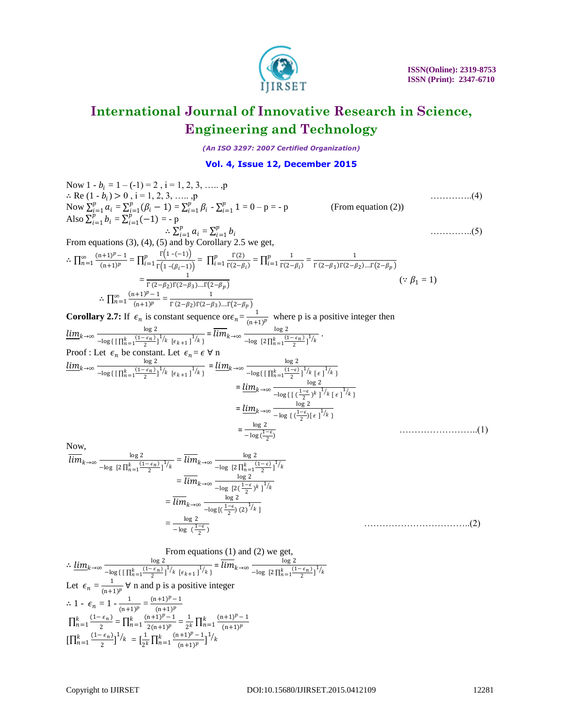Now 1 - $b_i$ = 1 – (-1) = 2 , i = 1, 2, 3, ….. ,p

∴ Re $(1 - b_i) > 0$ , i = 1, 2, 3, ….. ,p ………….(4)

Now $\sum_{i=1}^{p} a_i = \sum_{i=1}^{p} (\beta_i - 1) = \sum_{i=1}^{p} \beta_i - \sum_{i=1}^{p} 1 = 0 - p = -p$ (From equation (2))

Also $\sum_{i=1}^{p} b_i = \sum_{i=1}^{p} (-1) = -p$

$$\therefore \sum_{i=1}^{p} a_i = \sum_{i=1}^{p} b_i \qquad \text{………….(5)}$$

From equations (3), (4), (5) and by Corollary 2.5 we get,

$$\therefore \prod_{n=1}^{\infty} \frac{(n+1)^p - 1}{(n+1)^p} = \prod_{i=1}^{p} \frac{\Gamma\left(1 - (-1)\right)}{\Gamma\left(1 - (\beta_i - 1)\right)} = \prod_{i=1}^{p} \frac{\Gamma(2)}{\Gamma(2-\beta_i)} = \prod_{i=1}^{p} \frac{1}{\Gamma(2-\beta_i)} = \frac{1}{\Gamma(2-\beta_1)\Gamma(2-\beta_2)\ldots\Gamma(2-\beta_p)}$$

$$= \frac{1}{\Gamma(2-\beta_2)\Gamma(2-\beta_3)\ldots\Gamma(2-\beta_p)} \qquad (\because \beta_1 = 1)$$

$$\therefore \prod_{n=1}^{\infty} \frac{(n+1)^p - 1}{(n+1)^p} = \frac{1}{\Gamma(2-\beta_2)\Gamma(2-\beta_3)\ldots\Gamma(2-\beta_p)}$$

**Corollary 2.7:** If $\epsilon_n$ is constant sequence or $\epsilon_n = \frac{1}{(n+1)^p}$ where p is a positive integer then

$$\underline{lim}_{k\to\infty} \frac{\log 2}{-\log\{\,[\prod_{n=1}^{k}\frac{(1-\epsilon_n)}{2}]^{1/k}\,[\epsilon_{k+1}]^{1/k}\}} = \overline{lim}_{k\to\infty} \frac{\log 2}{-\log\,[2\prod_{n=1}^{k}\frac{(1-\epsilon_n)}{2}]^{1/k}}\,.$$

Proof : Let $\epsilon_n$ be constant. Let $\epsilon_n = \epsilon \;\forall$ n

$$\underline{lim}_{k\to\infty} \frac{\log 2}{-\log\{\,[\prod_{n=1}^{k}\frac{(1-\epsilon_n)}{2}]^{1/k}\,[\epsilon_{k+1}]^{1/k}\}} = \underline{lim}_{k\to\infty} \frac{\log 2}{-\log\{\,[\prod_{n=1}^{k}\frac{(1-\epsilon)}{2}]^{1/k}\,[\epsilon]^{1/k}\}}$$

$$= \underline{lim}_{k\to\infty} \frac{\log 2}{-\log\{\,[(\frac{1-\epsilon}{2})^k]^{1/k}\,[\epsilon]^{1/k}\}}$$

$$= \underline{lim}_{k\to\infty} \frac{\log 2}{-\log\{(\frac{1-\epsilon}{2})[\epsilon]^{1/k}\}}$$

$$= \frac{\log 2}{-\log(\frac{1-\epsilon}{2})} \qquad \text{……………………..(1)}$$

Now,

$$\overline{lim}_{k\to\infty} \frac{\log 2}{-\log\,[2\prod_{n=1}^{k}\frac{(1-\epsilon_n)}{2}]^{1/k}} = \overline{lim}_{k\to\infty} \frac{\log 2}{-\log\,[2\prod_{n=1}^{k}\frac{(1-\epsilon)}{2}]^{1/k}}$$

$$= \overline{lim}_{k\to\infty} \frac{\log 2}{-\log\,[2(\frac{1-\epsilon}{2})^k]^{1/k}}$$

$$= \overline{lim}_{k\to\infty} \frac{\log 2}{-\log\,[(\frac{1-\epsilon}{2})\,(2)^{1/k}]}$$

$$= \frac{\log 2}{-\log(\frac{1-\epsilon}{2})} \qquad \text{……………………………..(2)}$$

From equations (1) and (2) we get,

$$\therefore \underline{lim}_{k\to\infty} \frac{\log 2}{-\log\{\,[\prod_{n=1}^{k}\frac{(1-\epsilon_n)}{2}]^{1/k}\,[\epsilon_{k+1}]^{1/k}\}} = \overline{lim}_{k\to\infty} \frac{\log 2}{-\log\,[2\prod_{n=1}^{k}\frac{(1-\epsilon_n)}{2}]^{1/k}}$$

Let $\epsilon_n = \frac{1}{(n+1)^p} \;\forall$ n and p is a positive integer

$$\therefore 1 - \epsilon_n = 1 - \frac{1}{(n+1)^p} = \frac{(n+1)^p - 1}{(n+1)^p}$$

$$\prod_{n=1}^{k} \frac{(1-\epsilon_n)}{2} = \prod_{n=1}^{k} \frac{(n+1)^p - 1}{2(n+1)^p} = \frac{1}{2^k}\prod_{n=1}^{k} \frac{(n+1)^p - 1}{(n+1)^p}$$

$$[\prod_{n=1}^{k} \frac{(1-\epsilon_n)}{2}]^{1/k} = [\frac{1}{2^k}\prod_{n=1}^{k} \frac{(n+1)^p - 1}{(n+1)^p}]^{1/k}$$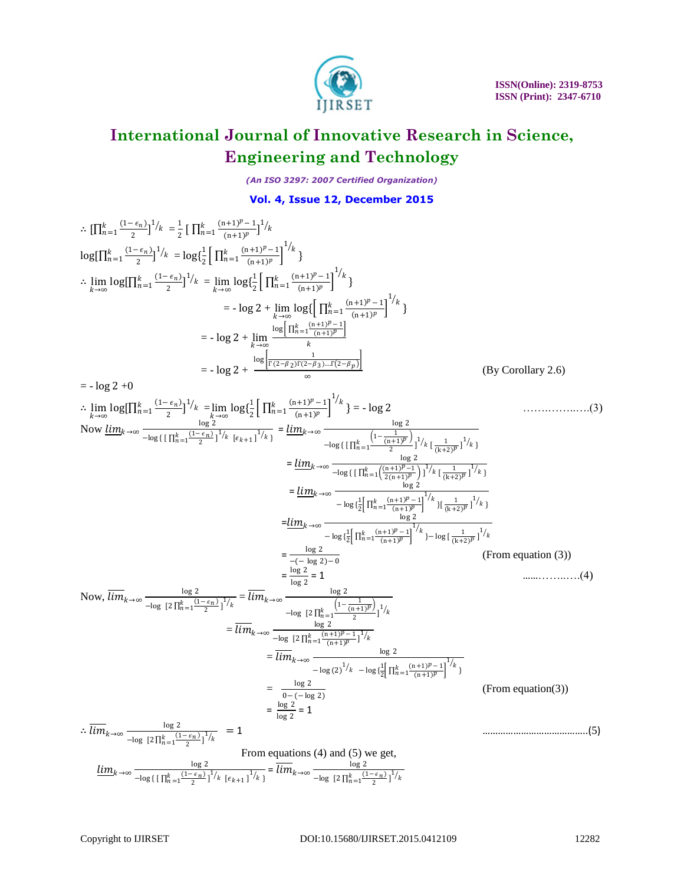$$\therefore \left[\prod_{n=1}^{k} \frac{(1-\epsilon_n)}{2}\right]^{1/k} = \frac{1}{2}\left[\prod_{n=1}^{k} \frac{(n+1)^p - 1}{(n+1)^p}\right]^{1/k}$$

$$\log\left[\prod_{n=1}^{k} \frac{(1-\epsilon_n)}{2}\right]^{1/k} = \log\left\{\frac{1}{2}\left[\prod_{n=1}^{k} \frac{(n+1)^p - 1}{(n+1)^p}\right]^{1/k}\right\}$$

$$\therefore \lim_{k\to\infty} \log\left[\prod_{n=1}^{k} \frac{(1-\epsilon_n)}{2}\right]^{1/k} = \lim_{k\to\infty} \log\left\{\frac{1}{2}\left[\prod_{n=1}^{k} \frac{(n+1)^p - 1}{(n+1)^p}\right]^{1/k}\right\}$$

$$= -\log 2 + \lim_{k\to\infty} \log\left\{\left[\prod_{n=1}^{k} \frac{(n+1)^p - 1}{(n+1)^p}\right]^{1/k}\right\}$$

$$= -\log 2 + \lim_{k\to\infty} \frac{\log\left[\prod_{n=1}^{k} \frac{(n+1)^p - 1}{(n+1)^p}\right]}{k}$$

$$= -\log 2 + \frac{\log\left[\frac{1}{\Gamma(2-\beta_2)\Gamma(2-\beta_3)\ldots\Gamma(2-\beta_p)}\right]}{\infty} \qquad \text{(By Corollary 2.6)}$$

$$= -\log 2 + 0$$

$$\therefore \lim_{k\to\infty} \log\left[\prod_{n=1}^{k} \frac{(1-\epsilon_n)}{2}\right]^{1/k} = \lim_{k\to\infty} \log\left\{\frac{1}{2}\left[\prod_{n=1}^{k} \frac{(n+1)^p - 1}{(n+1)^p}\right]^{1/k}\right\} = -\log 2 \qquad \ldots\ldots(3)$$

Now

$$\underline{lim}_{k\to\infty} \frac{\log 2}{-\log\left\{\left[\prod_{n=1}^{k} \frac{(1-\epsilon_n)}{2}\right]^{1/k} \left[\epsilon_{k+1}\right]^{1/k}\right\}} = \underline{lim}_{k\to\infty} \frac{\log 2}{-\log\left\{\left[\prod_{n=1}^{k} \frac{\left(1-\frac{1}{(n+1)^p}\right)}{2}\right]^{1/k} \left[\frac{1}{(k+2)^p}\right]^{1/k}\right\}}$$

$$= \underline{lim}_{k\to\infty} \frac{\log 2}{-\log\left\{\left[\prod_{n=1}^{k} \left(\frac{(n+1)^p - 1}{2(n+1)^p}\right)\right]^{1/k} \left[\frac{1}{(k+2)^p}\right]^{1/k}\right\}}$$

$$= \underline{lim}_{k\to\infty} \frac{\log 2}{-\log\left\{\frac{1}{2}\left[\prod_{n=1}^{k} \frac{(n+1)^p - 1}{(n+1)^p}\right]^{1/k}\right\}\left[\frac{1}{(k+2)^p}\right]^{1/k}\}}$$

$$= \underline{lim}_{k\to\infty} \frac{\log 2}{-\log\left\{\frac{1}{2}\left[\prod_{n=1}^{k} \frac{(n+1)^p - 1}{(n+1)^p}\right]^{1/k}\right\} - \log\left[\frac{1}{(k+2)^p}\right]^{1/k}}$$

$$= \frac{\log 2}{-(-\log 2) - 0} \qquad \text{(From equation (3))}$$

$$= \frac{\log 2}{\log 2} = 1 \qquad \ldots\ldots(4)$$

Now,

$$\overline{lim}_{k\to\infty} \frac{\log 2}{-\log\left[2\prod_{n=1}^{k} \frac{(1-\epsilon_n)}{2}\right]^{1/k}} = \overline{lim}_{k\to\infty} \frac{\log 2}{-\log\left[2\prod_{n=1}^{k} \frac{\left(1-\frac{1}{(n+1)^p}\right)}{2}\right]^{1/k}}$$

$$= \overline{lim}_{k\to\infty} \frac{\log 2}{-\log\left[2\prod_{n=1}^{k} \frac{(n+1)^p - 1}{(n+1)^p}\right]^{1/k}}$$

$$= \overline{lim}_{k\to\infty} \frac{\log 2}{-\log(2)^{1/k} - \log\left\{\frac{1}{2}\left[\prod_{n=1}^{k} \frac{(n+1)^p - 1}{(n+1)^p}\right]^{1/k}\right\}}$$

$$= \frac{\log 2}{0 - (-\log 2)} \qquad \text{(From equation(3))}$$

$$= \frac{\log 2}{\log 2} = 1$$

$$\therefore \overline{lim}_{k\to\infty} \frac{\log 2}{-\log\left[2\prod_{n=1}^{k} \frac{(1-\epsilon_n)}{2}\right]^{1/k}} = 1 \qquad \ldots\ldots(5)$$

From equations (4) and (5) we get,

$$\underline{lim}_{k\to\infty} \frac{\log 2}{-\log\left\{\left[\prod_{n=1}^{k} \frac{(1-\epsilon_n)}{2}\right]^{1/k} \left[\epsilon_{k+1}\right]^{1/k}\right\}} = \overline{lim}_{k\to\infty} \frac{\log 2}{-\log\left[2\prod_{n=1}^{k} \frac{(1-\epsilon_n)}{2}\right]^{1/k}}$$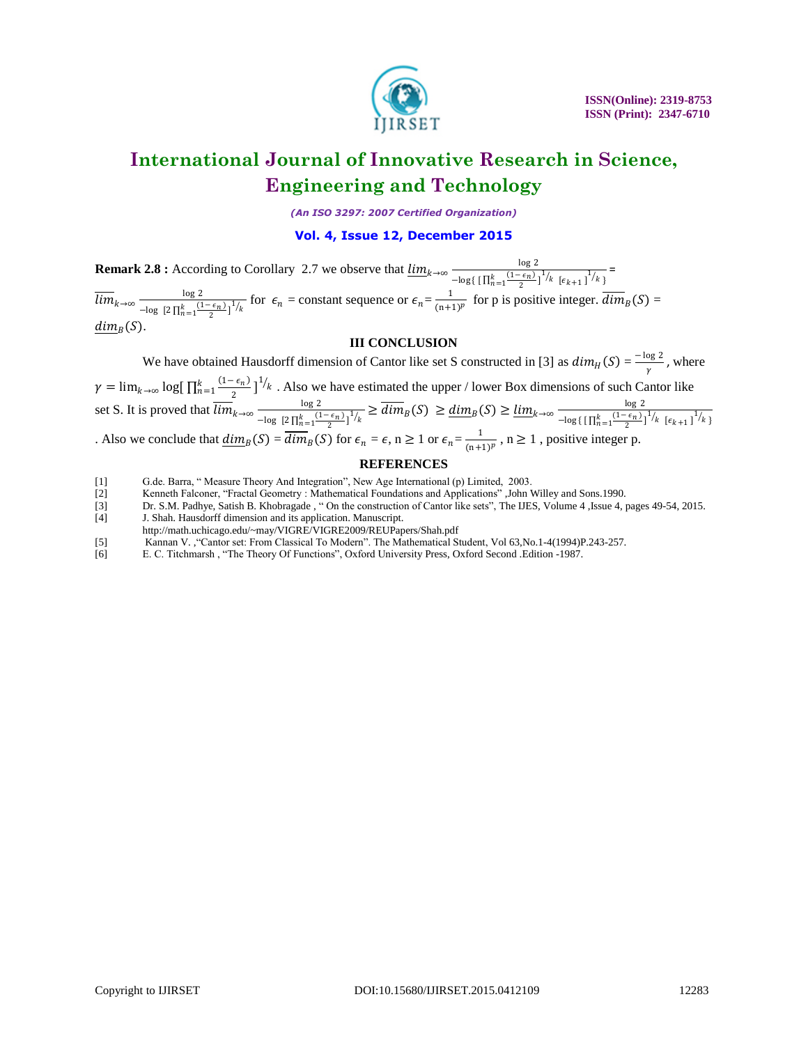**Remark 2.8 :** According to Corollary 2.7 we observe that $\underline{lim}_{k\to\infty} \frac{\log 2}{-\log\{ [\prod_{n=1}^{k} \frac{(1-\epsilon_n)}{2}]^{1/k} [\epsilon_{k+1}]^{1/k}\}} = \overline{lim}_{k\to\infty} \frac{\log 2}{-\log [2\prod_{n=1}^{k} \frac{(1-\epsilon_n)}{2}]^{1/k}}$ for $\epsilon_n$ = constant sequence or $\epsilon_n = \frac{1}{(n+1)^p}$ for p is positive integer. $\overline{dim}_B(S) = \underline{dim}_B(S)$.

## III CONCLUSION

We have obtained Hausdorff dimension of Cantor like set S constructed in [3] as $dim_H(S) = \frac{-\log 2}{\gamma}$, where $\gamma = \lim_{k\to\infty} \log[\prod_{n=1}^{k} \frac{(1-\epsilon_n)}{2}]^{1/k}$ . Also we have estimated the upper / lower Box dimensions of such Cantor like set S. It is proved that $\overline{lim}_{k\to\infty} \frac{\log 2}{-\log [2\prod_{n=1}^{k} \frac{(1-\epsilon_n)}{2}]^{1/k}} \geq \overline{dim}_B(S) \geq \underline{dim}_B(S) \geq \underline{lim}_{k\to\infty} \frac{\log 2}{-\log\{ [\prod_{n=1}^{k} \frac{(1-\epsilon_n)}{2}]^{1/k} [\epsilon_{k+1}]^{1/k}\}}$ . Also we conclude that $\underline{dim}_B(S) = \overline{dim}_B(S)$ for $\epsilon_n = \epsilon$, n ≥ 1 or $\epsilon_n = \frac{1}{(n+1)^p}$ , n ≥ 1 , positive integer p.

## REFERENCES

[1] G.de. Barra, " Measure Theory And Integration", New Age International (p) Limited, 2003.

[2] Kenneth Falconer, "Fractal Geometry : Mathematical Foundations and Applications" ,John Willey and Sons.1990.

[3] Dr. S.M. Padhye, Satish B. Khobragade , " On the construction of Cantor like sets", The IJES, Volume 4 ,Issue 4, pages 49-54, 2015.

[4] J. Shah. Hausdorff dimension and its application. Manuscript. http://math.uchicago.edu/~may/VIGRE/VIGRE2009/REUPapers/Shah.pdf

[5] Kannan V. ,"Cantor set: From Classical To Modern". The Mathematical Student, Vol 63,No.1-4(1994)P.243-257.

[6] E. C. Titchmarsh , "The Theory Of Functions", Oxford University Press, Oxford Second .Edition -1987.